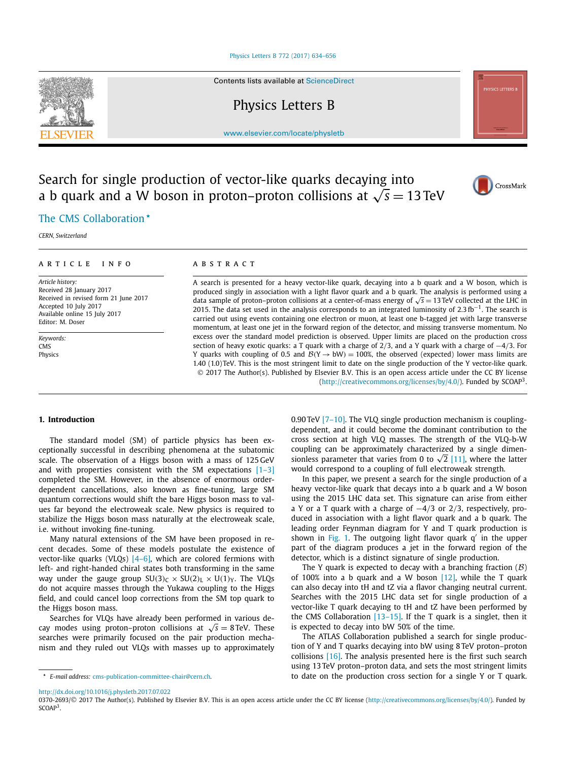# Search for single production of vector-like quarks decaying into a b quark and a W boson in proton–proton collisions at $\sqrt{s} = 13$ TeV

The CMS Collaboration *

*CERN, Switzerland*

## ARTICLE INFO

*Article history:*
Received 28 January 2017
Received in revised form 21 June 2017
Accepted 10 July 2017
Available online 15 July 2017
Editor: M. Doser

*Keywords:*
CMS
Physics

## ABSTRACT

A search is presented for a heavy vector-like quark, decaying into a b quark and a W boson, which is produced singly in association with a light flavor quark and a b quark. The analysis is performed using a data sample of proton–proton collisions at a center-of-mass energy of $\sqrt{s} = 13$ TeV collected at the LHC in 2015. The data set used in the analysis corresponds to an integrated luminosity of 2.3 $\text{fb}^{-1}$. The search is carried out using events containing one electron or muon, at least one b-tagged jet with large transverse momentum, at least one jet in the forward region of the detector, and missing transverse momentum. No excess over the standard model prediction is observed. Upper limits are placed on the production cross section of heavy exotic quarks: a T quark with a charge of 2/3, and a Y quark with a charge of −4/3. For Y quarks with coupling of 0.5 and $\mathcal{B}(\text{Y} \to \text{bW}) = 100\%$, the observed (expected) lower mass limits are 1.40 (1.0) TeV. This is the most stringent limit to date on the single production of the Y vector-like quark.

© 2017 The Author(s). Published by Elsevier B.V. This is an open access article under the CC BY license (http://creativecommons.org/licenses/by/4.0/). Funded by SCOAP[3].

## 1. Introduction

The standard model (SM) of particle physics has been exceptionally successful in describing phenomena at the subatomic scale. The observation of a Higgs boson with a mass of 125 GeV and with properties consistent with the SM expectations [1–3] completed the SM. However, in the absence of enormous order-dependent cancellations, also known as fine-tuning, large SM quantum corrections would shift the bare Higgs boson mass to values far beyond the electroweak scale. New physics is required to stabilize the Higgs boson mass naturally at the electroweak scale, i.e. without invoking fine-tuning.

Many natural extensions of the SM have been proposed in recent decades. Some of these models postulate the existence of vector-like quarks (VLQs) [4–6], which are colored fermions with left- and right-handed chiral states both transforming in the same way under the gauge group $\text{SU(3)}_\text{C} \times \text{SU(2)}_\text{L} \times \text{U(1)}_\text{Y}$. The VLQs do not acquire masses through the Yukawa coupling to the Higgs field, and could cancel loop corrections from the SM top quark to the Higgs boson mass.

Searches for VLQs have already been performed in various decay modes using proton–proton collisions at $\sqrt{s} = 8$ TeV. These searches were primarily focused on the pair production mechanism and they ruled out VLQs with masses up to approximately 0.90 TeV [7–10]. The VLQ single production mechanism is coupling-dependent, and it could become the dominant contribution to the cross section at high VLQ masses. The strength of the VLQ-b-W coupling can be approximately characterized by a single dimensionless parameter that varies from 0 to $\sqrt{2}$ [11], where the latter would correspond to a coupling of full electroweak strength.

In this paper, we present a search for the single production of a heavy vector-like quark that decays into a b quark and a W boson using the 2015 LHC data set. This signature can arise from either a Y or a T quark with a charge of −4/3 or 2/3, respectively, produced in association with a light flavor quark and a b quark. The leading order Feynman diagram for Y and T quark production is shown in Fig. 1. The outgoing light flavor quark q′ in the upper part of the diagram produces a jet in the forward region of the detector, which is a distinct signature of single production.

The Y quark is expected to decay with a branching fraction ($\mathcal{B}$) of 100% into a b quark and a W boson [12], while the T quark can also decay into tH and tZ via a flavor changing neutral current. Searches with the 2015 LHC data set for single production of a vector-like T quark decaying to tH and tZ have been performed by the CMS Collaboration [13–15]. If the T quark is a singlet, then it is expected to decay into bW 50% of the time.

The ATLAS Collaboration published a search for single production of Y and T quarks decaying into bW using 8 TeV proton–proton collisions [16]. The analysis presented here is the first such search using 13 TeV proton–proton data, and sets the most stringent limits to date on the production cross section for a single Y or T quark.

* E-mail address: cms-publication-committee-chair@cern.ch.

http://dx.doi.org/10.1016/j.physletb.2017.07.022
0370-2693/© 2017 The Author(s). Published by Elsevier B.V. This is an open access article under the CC BY license (http://creativecommons.org/licenses/by/4.0/). Funded by SCOAP[3].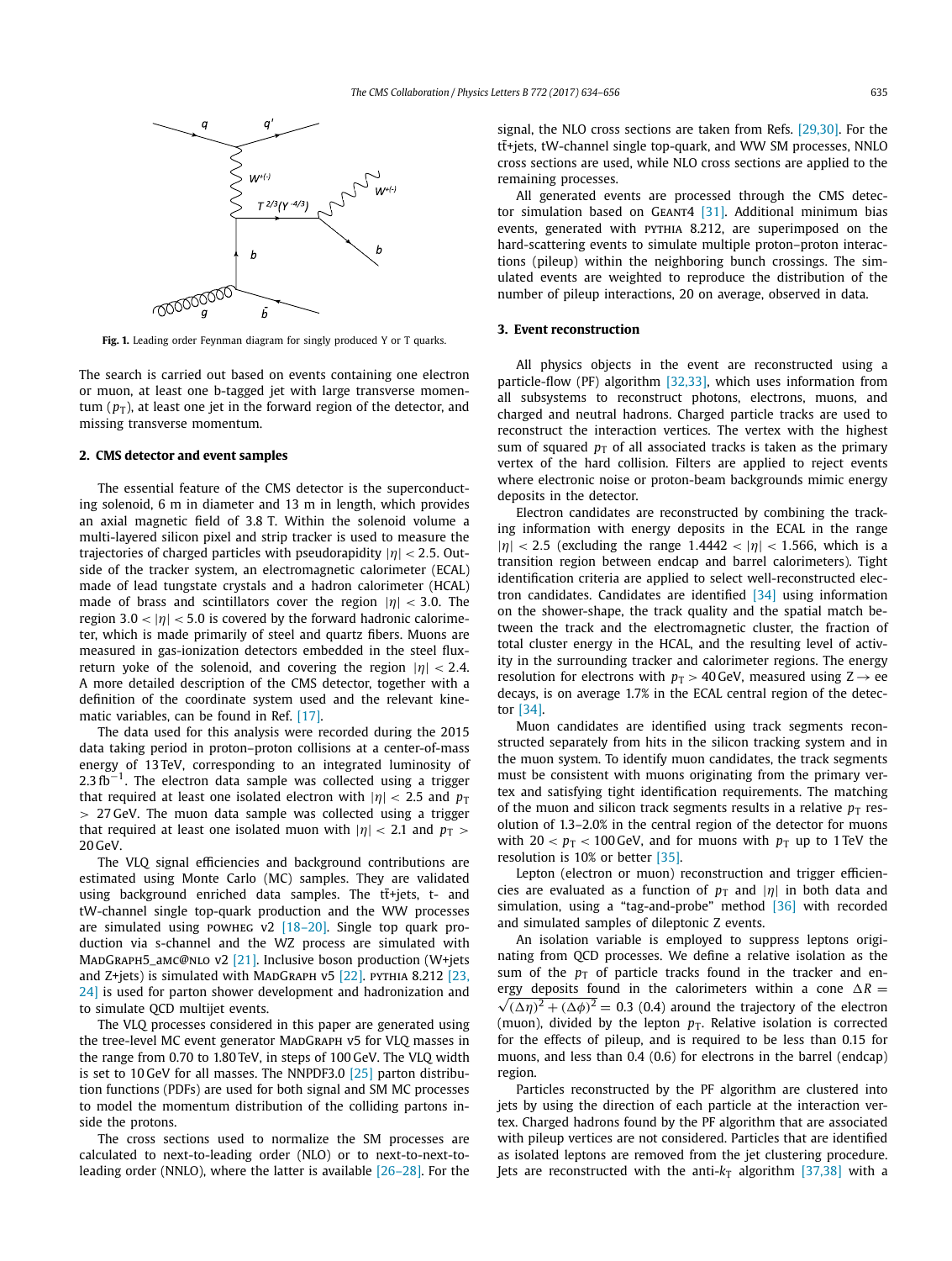Fig. 1. Leading order Feynman diagram for singly produced Y or T quarks.

The search is carried out based on events containing one electron or muon, at least one b-tagged jet with large transverse momentum ($p_T$), at least one jet in the forward region of the detector, and missing transverse momentum.

## 2. CMS detector and event samples

The essential feature of the CMS detector is the superconducting solenoid, 6 m in diameter and 13 m in length, which provides an axial magnetic field of 3.8 T. Within the solenoid volume a multi-layered silicon pixel and strip tracker is used to measure the trajectories of charged particles with pseudorapidity $|\eta| < 2.5$. Outside of the tracker system, an electromagnetic calorimeter (ECAL) made of lead tungstate crystals and a hadron calorimeter (HCAL) made of brass and scintillators cover the region $|\eta| < 3.0$. The region $3.0 < |\eta| < 5.0$ is covered by the forward hadronic calorimeter, which is made primarily of steel and quartz fibers. Muons are measured in gas-ionization detectors embedded in the steel flux-return yoke of the solenoid, and covering the region $|\eta| < 2.4$. A more detailed description of the CMS detector, together with a definition of the coordinate system used and the relevant kinematic variables, can be found in Ref. [17].

The data used for this analysis were recorded during the 2015 data taking period in proton–proton collisions at a center-of-mass energy of 13 TeV, corresponding to an integrated luminosity of 2.3 $\text{fb}^{-1}$. The electron data sample was collected using a trigger that required at least one isolated electron with $|\eta| < 2.5$ and $p_T > 27$ GeV. The muon data sample was collected using a trigger that required at least one isolated muon with $|\eta| < 2.1$ and $p_T > 20$ GeV.

The VLQ signal efficiencies and background contributions are estimated using Monte Carlo (MC) samples. They are validated using background enriched data samples. The $t\bar{t}$+jets, t- and tW-channel single top-quark production and the WW processes are simulated using POWHEG v2 [18–20]. Single top quark production via s-channel and the WZ process are simulated with MADGRAPH5_aMC@NLO v2 [21]. Inclusive boson production (W+jets and Z+jets) is simulated with MADGRAPH v5 [22]. PYTHIA 8.212 [23,24] is used for parton shower development and hadronization and to simulate QCD multijet events.

The VLQ processes considered in this paper are generated using the tree-level MC event generator MADGRAPH v5 for VLQ masses in the range from 0.70 to 1.80 TeV, in steps of 100 GeV. The VLQ width is set to 10 GeV for all masses. The NNPDF3.0 [25] parton distribution functions (PDFs) are used for both signal and SM MC processes to model the momentum distribution of the colliding partons inside the protons.

The cross sections used to normalize the SM processes are calculated to next-to-leading order (NLO) or to next-to-next-to-leading order (NNLO), where the latter is available [26–28]. For the signal, the NLO cross sections are taken from Refs. [29,30]. For the $t\bar{t}$+jets, tW-channel single top-quark, and WW SM processes, NNLO cross sections are used, while NLO cross sections are applied to the remaining processes.

All generated events are processed through the CMS detector simulation based on GEANT4 [31]. Additional minimum bias events, generated with PYTHIA 8.212, are superimposed on the hard-scattering events to simulate multiple proton–proton interactions (pileup) within the neighboring bunch crossings. The simulated events are weighted to reproduce the distribution of the number of pileup interactions, 20 on average, observed in data.

## 3. Event reconstruction

All physics objects in the event are reconstructed using a particle-flow (PF) algorithm [32,33], which uses information from all subsystems to reconstruct photons, electrons, muons, and charged and neutral hadrons. Charged particle tracks are used to reconstruct the interaction vertices. The vertex with the highest sum of squared $p_T$ of all associated tracks is taken as the primary vertex of the hard collision. Filters are applied to reject events where electronic noise or proton-beam backgrounds mimic energy deposits in the detector.

Electron candidates are reconstructed by combining the tracking information with energy deposits in the ECAL in the range $|\eta| < 2.5$ (excluding the range $1.4442 < |\eta| < 1.566$, which is a transition region between endcap and barrel calorimeters). Tight identification criteria are applied to select well-reconstructed electron candidates. Candidates are identified [34] using information on the shower-shape, the track quality and the spatial match between the track and the electromagnetic cluster, the fraction of total cluster energy in the HCAL, and the resulting level of activity in the surrounding tracker and calorimeter regions. The energy resolution for electrons with $p_T > 40$ GeV, measured using $Z \rightarrow ee$ decays, is on average 1.7% in the ECAL central region of the detector [34].

Muon candidates are identified using track segments reconstructed separately from hits in the silicon tracking system and in the muon system. To identify muon candidates, the track segments must be consistent with muons originating from the primary vertex and satisfying tight identification requirements. The matching of the muon and silicon track segments results in a relative $p_T$ resolution of 1.3–2.0% in the central region of the detector for muons with $20 < p_T < 100$ GeV, and for muons with $p_T$ up to 1 TeV the resolution is 10% or better [35].

Lepton (electron or muon) reconstruction and trigger efficiencies are evaluated as a function of $p_T$ and $|\eta|$ in both data and simulation, using a "tag-and-probe" method [36] with recorded and simulated samples of dileptonic Z events.

An isolation variable is employed to suppress leptons originating from QCD processes. We define a relative isolation as the sum of the $p_T$ of particle tracks found in the tracker and energy deposits found in the calorimeters within a cone $\Delta R = \sqrt{(\Delta\eta)^2 + (\Delta\phi)^2} = 0.3$ (0.4) around the trajectory of the electron (muon), divided by the lepton $p_T$. Relative isolation is corrected for the effects of pileup, and is required to be less than 0.15 for muons, and less than 0.4 (0.6) for electrons in the barrel (endcap) region.

Particles reconstructed by the PF algorithm are clustered into jets by using the direction of each particle at the interaction vertex. Charged hadrons found by the PF algorithm that are associated with pileup vertices are not considered. Particles that are identified as isolated leptons are removed from the jet clustering procedure. Jets are reconstructed with the anti-$k_T$ algorithm [37,38] with a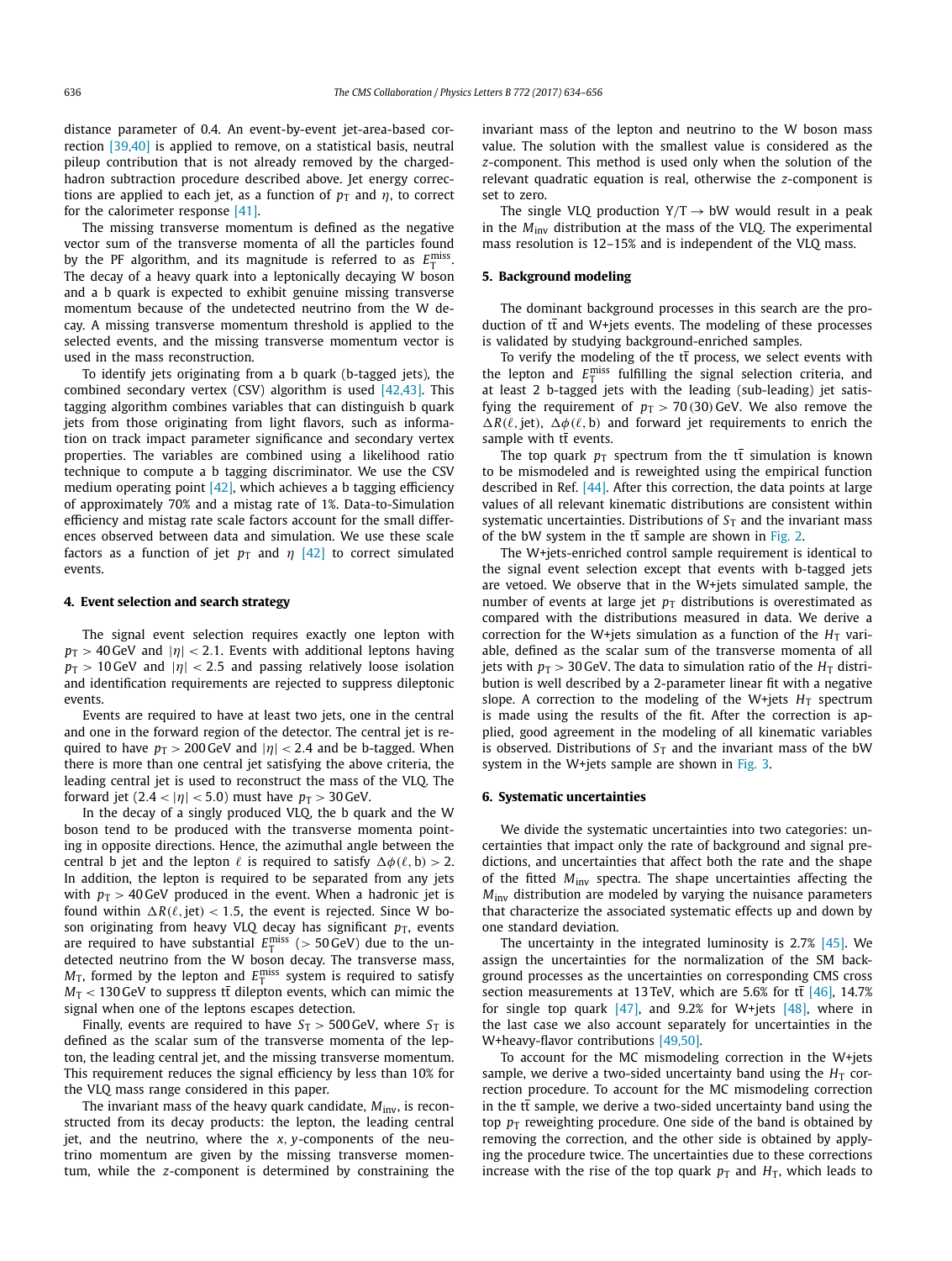distance parameter of 0.4. An event-by-event jet-area-based correction [39,40] is applied to remove, on a statistical basis, neutral pileup contribution that is not already removed by the charged-hadron subtraction procedure described above. Jet energy corrections are applied to each jet, as a function of $p_T$ and $\eta$, to correct for the calorimeter response [41].

The missing transverse momentum is defined as the negative vector sum of the transverse momenta of all the particles found by the PF algorithm, and its magnitude is referred to as $E_T^{miss}$. The decay of a heavy quark into a leptonically decaying W boson and a b quark is expected to exhibit genuine missing transverse momentum because of the undetected neutrino from the W decay. A missing transverse momentum threshold is applied to the selected events, and the missing transverse momentum vector is used in the mass reconstruction.

To identify jets originating from a b quark (b-tagged jets), the combined secondary vertex (CSV) algorithm is used [42,43]. This tagging algorithm combines variables that can distinguish b quark jets from those originating from light flavors, such as information on track impact parameter significance and secondary vertex properties. The variables are combined using a likelihood ratio technique to compute a b tagging discriminator. We use the CSV medium operating point [42], which achieves a b tagging efficiency of approximately 70% and a mistag rate of 1%. Data-to-Simulation efficiency and mistag rate scale factors account for the small differences observed between data and simulation. We use these scale factors as a function of jet $p_T$ and $\eta$ [42] to correct simulated events.

## 4. Event selection and search strategy

The signal event selection requires exactly one lepton with $p_T > 40$ GeV and $|\eta| < 2.1$. Events with additional leptons having $p_T > 10$ GeV and $|\eta| < 2.5$ and passing relatively loose isolation and identification requirements are rejected to suppress dileptonic events.

Events are required to have at least two jets, one in the central and one in the forward region of the detector. The central jet is required to have $p_T > 200$ GeV and $|\eta| < 2.4$ and be b-tagged. When there is more than one central jet satisfying the above criteria, the leading central jet is used to reconstruct the mass of the VLQ. The forward jet ($2.4 < |\eta| < 5.0$) must have $p_T > 30$ GeV.

In the decay of a singly produced VLQ, the b quark and the W boson tend to be produced with the transverse momenta pointing in opposite directions. Hence, the azimuthal angle between the central b jet and the lepton $\ell$ is required to satisfy $\Delta\phi(\ell, \mathrm{b}) > 2$. In addition, the lepton is required to be separated from any jets with $p_T > 40$ GeV produced in the event. When a hadronic jet is found within $\Delta R(\ell, \mathrm{jet}) < 1.5$, the event is rejected. Since W boson originating from heavy VLQ decay has significant $p_T$, events are required to have substantial $E_T^{miss}$ ($> 50$ GeV) due to the undetected neutrino from the W boson decay. The transverse mass, $M_T$, formed by the lepton and $E_T^{miss}$ system is required to satisfy $M_T < 130$ GeV to suppress $\mathrm{t\bar{t}}$ dilepton events, which can mimic the signal when one of the leptons escapes detection.

Finally, events are required to have $S_T > 500$ GeV, where $S_T$ is defined as the scalar sum of the transverse momenta of the lepton, the leading central jet, and the missing transverse momentum. This requirement reduces the signal efficiency by less than 10% for the VLQ mass range considered in this paper.

The invariant mass of the heavy quark candidate, $M_{inv}$, is reconstructed from its decay products: the lepton, the leading central jet, and the neutrino, where the $x, y$-components of the neutrino momentum are given by the missing transverse momentum, while the $z$-component is determined by constraining the invariant mass of the lepton and neutrino to the W boson mass value. The solution with the smallest value is considered as the $z$-component. This method is used only when the solution of the relevant quadratic equation is real, otherwise the $z$-component is set to zero.

The single VLQ production $\mathrm{Y/T} \to \mathrm{bW}$ would result in a peak in the $M_{inv}$ distribution at the mass of the VLQ. The experimental mass resolution is 12–15% and is independent of the VLQ mass.

## 5. Background modeling

The dominant background processes in this search are the production of $\mathrm{t\bar{t}}$ and W+jets events. The modeling of these processes is validated by studying background-enriched samples.

To verify the modeling of the $\mathrm{t\bar{t}}$ process, we select events with the lepton and $E_T^{miss}$ fulfilling the signal selection criteria, and at least 2 b-tagged jets with the leading (sub-leading) jet satisfying the requirement of $p_T > 70\,(30)$ GeV. We also remove the $\Delta R(\ell, \mathrm{jet})$, $\Delta\phi(\ell, \mathrm{b})$ and forward jet requirements to enrich the sample with $\mathrm{t\bar{t}}$ events.

The top quark $p_T$ spectrum from the $\mathrm{t\bar{t}}$ simulation is known to be mismodeled and is reweighted using the empirical function described in Ref. [44]. After this correction, the data points at large values of all relevant kinematic distributions are consistent within systematic uncertainties. Distributions of $S_T$ and the invariant mass of the bW system in the $\mathrm{t\bar{t}}$ sample are shown in Fig. 2.

The W+jets-enriched control sample requirement is identical to the signal event selection except that events with b-tagged jets are vetoed. We observe that in the W+jets simulated sample, the number of events at large jet $p_T$ distributions is overestimated as compared with the distributions measured in data. We derive a correction for the W+jets simulation as a function of the $H_T$ variable, defined as the scalar sum of the transverse momenta of all jets with $p_T > 30$ GeV. The data to simulation ratio of the $H_T$ distribution is well described by a 2-parameter linear fit with a negative slope. A correction to the modeling of the W+jets $H_T$ spectrum is made using the results of the fit. After the correction is applied, good agreement in the modeling of all kinematic variables is observed. Distributions of $S_T$ and the invariant mass of the bW system in the W+jets sample are shown in Fig. 3.

## 6. Systematic uncertainties

We divide the systematic uncertainties into two categories: uncertainties that impact only the rate of background and signal predictions, and uncertainties that affect both the rate and the shape of the fitted $M_{inv}$ spectra. The shape uncertainties affecting the $M_{inv}$ distribution are modeled by varying the nuisance parameters that characterize the associated systematic effects up and down by one standard deviation.

The uncertainty in the integrated luminosity is 2.7% [45]. We assign the uncertainties for the normalization of the SM background processes as the uncertainties on corresponding CMS cross section measurements at 13 TeV, which are 5.6% for $\mathrm{t\bar{t}}$ [46], 14.7% for single top quark [47], and 9.2% for W+jets [48], where in the last case we also account separately for uncertainties in the W+heavy-flavor contributions [49,50].

To account for the MC mismodeling correction in the W+jets sample, we derive a two-sided uncertainty band using the $H_T$ correction procedure. To account for the MC mismodeling correction in the $\mathrm{t\bar{t}}$ sample, we derive a two-sided uncertainty band using the top $p_T$ reweighting procedure. One side of the band is obtained by removing the correction, and the other side is obtained by applying the procedure twice. The uncertainties due to these corrections increase with the rise of the top quark $p_T$ and $H_T$, which leads to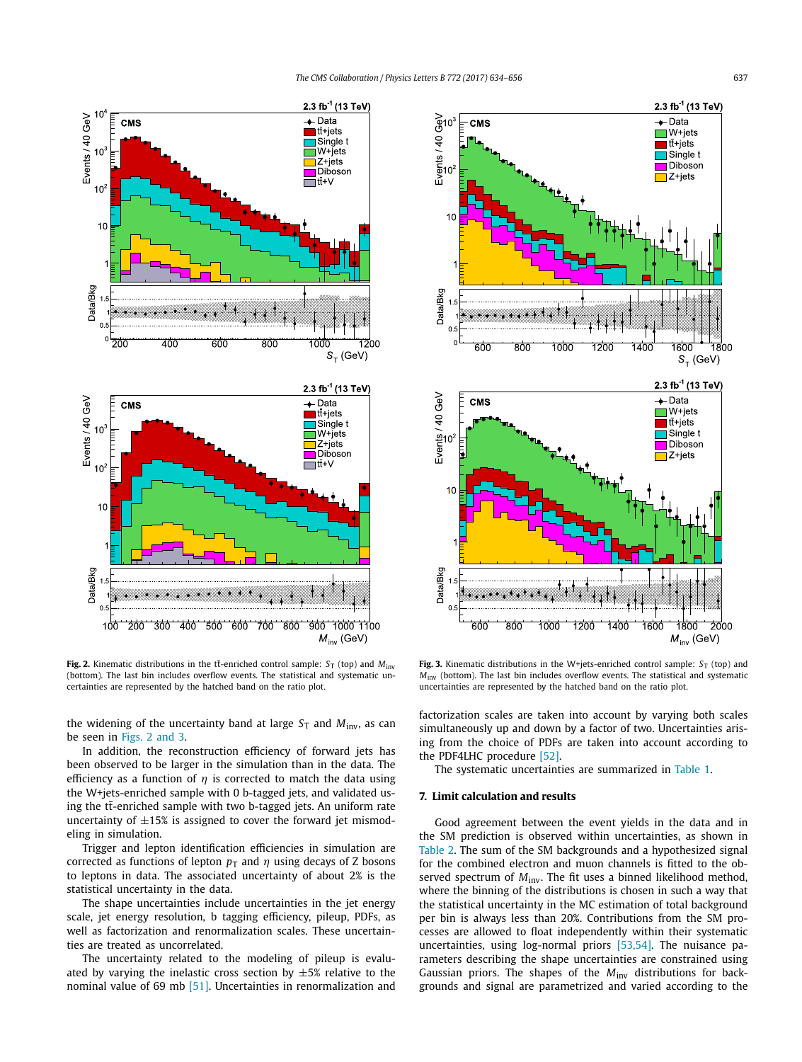**Fig. 2.** Kinematic distributions in the $t\bar{t}$-enriched control sample: $S_T$ (top) and $M_{inv}$ (bottom). The last bin includes overflow events. The statistical and systematic uncertainties are represented by the hatched band on the ratio plot.

**Fig. 3.** Kinematic distributions in the W+jets-enriched control sample: $S_T$ (top) and $M_{inv}$ (bottom). The last bin includes overflow events. The statistical and systematic uncertainties are represented by the hatched band on the ratio plot.

the widening of the uncertainty band at large $S_T$ and $M_{inv}$, as can be seen in Figs. 2 and 3.

In addition, the reconstruction efficiency of forward jets has been observed to be larger in the simulation than in the data. The efficiency as a function of $\eta$ is corrected to match the data using the W+jets-enriched sample with 0 b-tagged jets, and validated using the $t\bar{t}$-enriched sample with two b-tagged jets. An uniform rate uncertainty of $\pm 15\%$ is assigned to cover the forward jet mismodeling in simulation.

Trigger and lepton identification efficiencies in simulation are corrected as functions of lepton $p_T$ and $\eta$ using decays of Z bosons to leptons in data. The associated uncertainty of about 2% is the statistical uncertainty in the data.

The shape uncertainties include uncertainties in the jet energy scale, jet energy resolution, b tagging efficiency, pileup, PDFs, as well as factorization and renormalization scales. These uncertainties are treated as uncorrelated.

The uncertainty related to the modeling of pileup is evaluated by varying the inelastic cross section by $\pm 5\%$ relative to the nominal value of 69 mb [51]. Uncertainties in renormalization and factorization scales are taken into account by varying both scales simultaneously up and down by a factor of two. Uncertainties arising from the choice of PDFs are taken into account according to the PDF4LHC procedure [52].

The systematic uncertainties are summarized in Table 1.

## 7. Limit calculation and results

Good agreement between the event yields in the data and in the SM prediction is observed within uncertainties, as shown in Table 2. The sum of the SM backgrounds and a hypothesized signal for the combined electron and muon channels is fitted to the observed spectrum of $M_{inv}$. The fit uses a binned likelihood method, where the binning of the distributions is chosen in such a way that the statistical uncertainty in the MC estimation of total background per bin is always less than 20%. Contributions from the SM processes are allowed to float independently within their systematic uncertainties, using log-normal priors [53,54]. The nuisance parameters describing the shape uncertainties are constrained using Gaussian priors. The shapes of the $M_{inv}$ distributions for backgrounds and signal are parametrized and varied according to the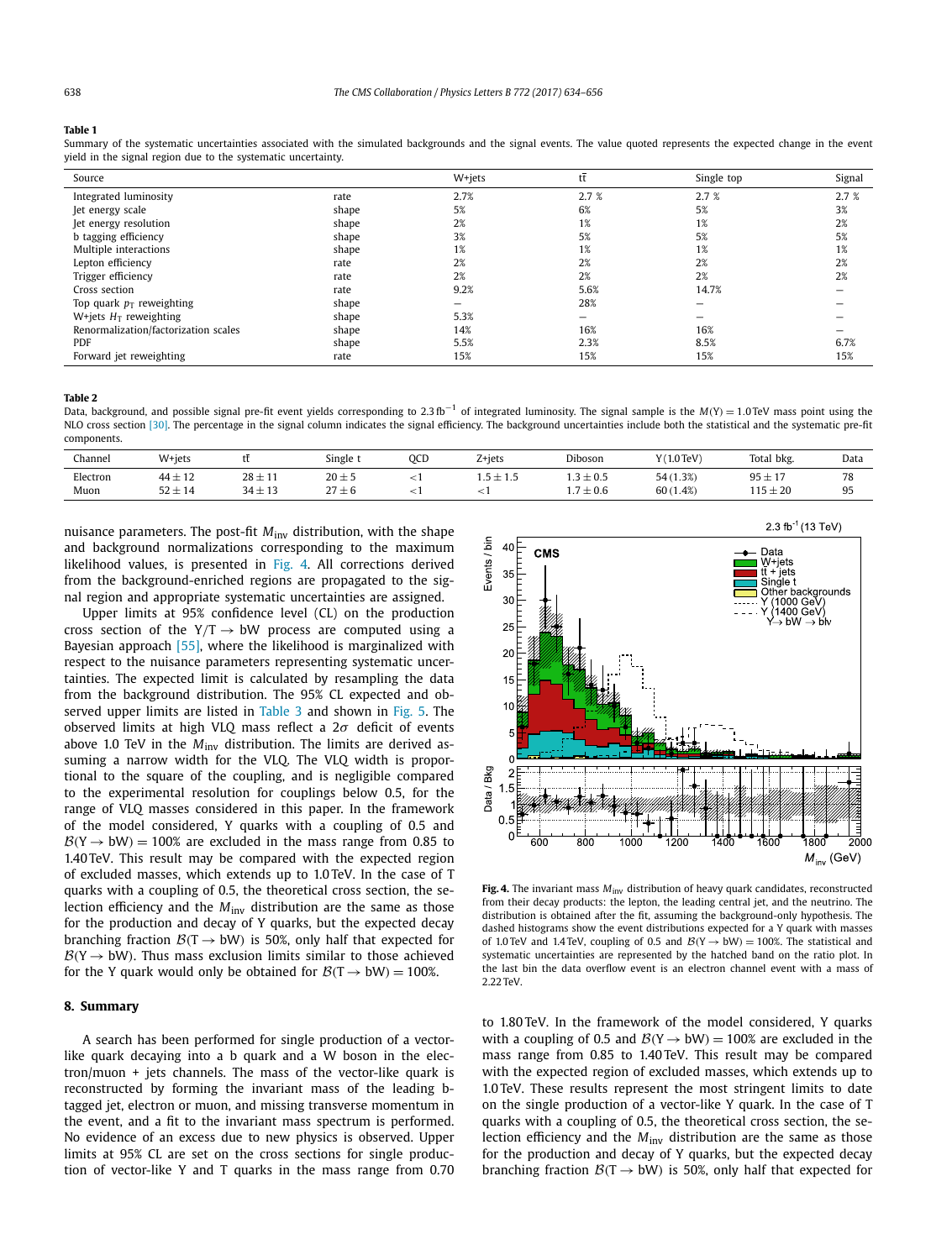**Table 1**
Summary of the systematic uncertainties associated with the simulated backgrounds and the signal events. The value quoted represents the expected change in the event yield in the signal region due to the systematic uncertainty.

| Source | | W+jets | $t\bar{t}$ | Single top | Signal |
|---|---|---|---|---|---|
| Integrated luminosity | rate | 2.7% | 2.7 % | 2.7 % | 2.7 % |
| Jet energy scale | shape | 5% | 6% | 5% | 3% |
| Jet energy resolution | shape | 2% | 1% | 1% | 2% |
| b tagging efficiency | shape | 3% | 5% | 5% | 5% |
| Multiple interactions | shape | 1% | 1% | 1% | 1% |
| Lepton efficiency | rate | 2% | 2% | 2% | 2% |
| Trigger efficiency | rate | 2% | 2% | 2% | 2% |
| Cross section | rate | 9.2% | 5.6% | 14.7% | – |
| Top quark $p_T$ reweighting | shape | – | 28% | – | – |
| W+jets $H_T$ reweighting | shape | 5.3% | – | – | – |
| Renormalization/factorization scales | shape | 14% | 16% | 16% | – |
| PDF | shape | 5.5% | 2.3% | 8.5% | 6.7% |
| Forward jet reweighting | rate | 15% | 15% | 15% | 15% |

**Table 2**
Data, background, and possible signal pre-fit event yields corresponding to $2.3\,\text{fb}^{-1}$ of integrated luminosity. The signal sample is the $M(\text{Y}) = 1.0\,\text{TeV}$ mass point using the NLO cross section [30]. The percentage in the signal column indicates the signal efficiency. The background uncertainties include both the statistical and the systematic pre-fit components.

| Channel | W+jets | $t\bar{t}$ | Single t | QCD | Z+jets | Diboson | Y (1.0 TeV) | Total bkg. | Data |
|---|---|---|---|---|---|---|---|---|---|
| Electron | $44 \pm 12$ | $28 \pm 11$ | $20 \pm 5$ | $<1$ | $1.5 \pm 1.5$ | $1.3 \pm 0.5$ | 54 (1.3%) | $95 \pm 17$ | 78 |
| Muon | $52 \pm 14$ | $34 \pm 13$ | $27 \pm 6$ | $<1$ | $<1$ | $1.7 \pm 0.6$ | 60 (1.4%) | $115 \pm 20$ | 95 |

nuisance parameters. The post-fit $M_{\text{inv}}$ distribution, with the shape and background normalizations corresponding to the maximum likelihood values, is presented in Fig. 4. All corrections derived from the background-enriched regions are propagated to the signal region and appropriate systematic uncertainties are assigned.

Upper limits at 95% confidence level (CL) on the production cross section of the $\text{Y/T} \to \text{bW}$ process are computed using a Bayesian approach [55], where the likelihood is marginalized with respect to the nuisance parameters representing systematic uncertainties. The expected limit is calculated by resampling the data from the background distribution. The 95% CL expected and observed upper limits are listed in Table 3 and shown in Fig. 5. The observed limits at high VLQ mass reflect a $2\sigma$ deficit of events above 1.0 TeV in the $M_{\text{inv}}$ distribution. The limits are derived assuming a narrow width for the VLQ. The VLQ width is proportional to the square of the coupling, and is negligible compared to the experimental resolution for couplings below 0.5, for the range of VLQ masses considered in this paper. In the framework of the model considered, Y quarks with a coupling of 0.5 and $\mathcal{B}(\text{Y} \to \text{bW}) = 100\%$ are excluded in the mass range from 0.85 to 1.40 TeV. This result may be compared with the expected region of excluded masses, which extends up to 1.0 TeV. In the case of T quarks with a coupling of 0.5, the theoretical cross section, the selection efficiency and the $M_{\text{inv}}$ distribution are the same as those for the production and decay of Y quarks, but the expected decay branching fraction $\mathcal{B}(\text{T} \to \text{bW})$ is 50%, only half that expected for $\mathcal{B}(\text{Y} \to \text{bW})$. Thus mass exclusion limits similar to those achieved for the Y quark would only be obtained for $\mathcal{B}(\text{T} \to \text{bW}) = 100\%$.

**Fig. 4.** The invariant mass $M_{\text{inv}}$ distribution of heavy quark candidates, reconstructed from their decay products: the lepton, the leading central jet, and the neutrino. The distribution is obtained after the fit, assuming the background-only hypothesis. The dashed histograms show the event distributions expected for a Y quark with masses of 1.0 TeV and 1.4 TeV, coupling of 0.5 and $\mathcal{B}(\text{Y} \to \text{bW}) = 100\%$. The statistical and systematic uncertainties are represented by the hatched band on the ratio plot. In the last bin the data overflow event is an electron channel event with a mass of 2.22 TeV.

## 8. Summary

A search has been performed for single production of a vector-like quark decaying into a b quark and a W boson in the electron/muon + jets channels. The mass of the vector-like quark is reconstructed by forming the invariant mass of the leading b-tagged jet, electron or muon, and missing transverse momentum in the event, and a fit to the invariant mass spectrum is performed. No evidence of an excess due to new physics is observed. Upper limits at 95% CL are set on the cross sections for single production of vector-like Y and T quarks in the mass range from 0.70 to 1.80 TeV. In the framework of the model considered, Y quarks with a coupling of 0.5 and $\mathcal{B}(\text{Y} \to \text{bW}) = 100\%$ are excluded in the mass range from 0.85 to 1.40 TeV. This result may be compared with the expected region of excluded masses, which extends up to 1.0 TeV. These results represent the most stringent limits to date on the single production of a vector-like Y quark. In the case of T quarks with a coupling of 0.5, the theoretical cross section, the selection efficiency and the $M_{\text{inv}}$ distribution are the same as those for the production and decay of Y quarks, but the expected decay branching fraction $\mathcal{B}(\text{T} \to \text{bW})$ is 50%, only half that expected for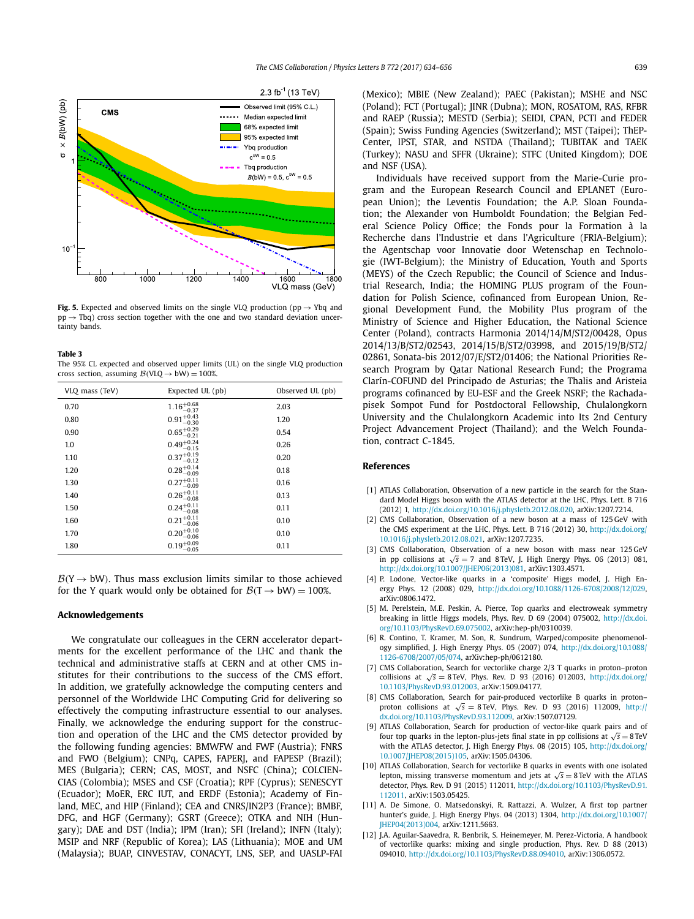2.3 fb$^{-1}$ (13 TeV)

CMS

$\sigma \times \mathcal{B}(bW)$ (pb)

Observed limit (95% C.L.)
Median expected limit
68% expected limit
95% expected limit
Ybq production
$c^{bW} = 0.5$
Tbq production
$\mathcal{B}(bW) = 0.5$, $c^{bW} = 0.5$

1

$10^{-1}$

800 1000 1200 1400 1600 1800

VLQ mass (GeV)

**Fig. 5.** Expected and observed limits on the single VLQ production (pp → Ybq and pp → Tbq) cross section together with the one and two standard deviation uncertainty bands.

**Table 3**
The 95% CL expected and observed upper limits (UL) on the single VLQ production cross section, assuming $\mathcal{B}(\text{VLQ} \to \text{bW}) = 100\%$.

| VLQ mass (TeV) | Expected UL (pb) | Observed UL (pb) |
|---|---|---|
| 0.70 | $1.16^{+0.68}_{-0.37}$ | 2.03 |
| 0.80 | $0.91^{+0.43}_{-0.30}$ | 1.20 |
| 0.90 | $0.65^{+0.29}_{-0.21}$ | 0.54 |
| 1.0 | $0.49^{+0.24}_{-0.15}$ | 0.26 |
| 1.10 | $0.37^{+0.19}_{-0.12}$ | 0.20 |
| 1.20 | $0.28^{+0.14}_{-0.09}$ | 0.18 |
| 1.30 | $0.27^{+0.11}_{-0.09}$ | 0.16 |
| 1.40 | $0.26^{+0.11}_{-0.08}$ | 0.13 |
| 1.50 | $0.24^{+0.11}_{-0.08}$ | 0.11 |
| 1.60 | $0.21^{+0.11}_{-0.06}$ | 0.10 |
| 1.70 | $0.20^{+0.10}_{-0.06}$ | 0.10 |
| 1.80 | $0.19^{+0.09}_{-0.05}$ | 0.11 |

$\mathcal{B}(\text{Y} \to \text{bW})$. Thus mass exclusion limits similar to those achieved for the Y quark would only be obtained for $\mathcal{B}(\text{T} \to \text{bW}) = 100\%$.

## Acknowledgements

We congratulate our colleagues in the CERN accelerator departments for the excellent performance of the LHC and thank the technical and administrative staffs at CERN and at other CMS institutes for their contributions to the success of the CMS effort. In addition, we gratefully acknowledge the computing centers and personnel of the Worldwide LHC Computing Grid for delivering so effectively the computing infrastructure essential to our analyses. Finally, we acknowledge the enduring support for the construction and operation of the LHC and the CMS detector provided by the following funding agencies: BMWFW and FWF (Austria); FNRS and FWO (Belgium); CNPq, CAPES, FAPERJ, and FAPESP (Brazil); MES (Bulgaria); CERN; CAS, MOST, and NSFC (China); COLCIENCIAS (Colombia); MSES and CSF (Croatia); RPF (Cyprus); SENESCYT (Ecuador); MoER, ERC IUT, and ERDF (Estonia); Academy of Finland, MEC, and HIP (Finland); CEA and CNRS/IN2P3 (France); BMBF, DFG, and HGF (Germany); GSRT (Greece); OTKA and NIH (Hungary); DAE and DST (India); IPM (Iran); SFI (Ireland); INFN (Italy); MSIP and NRF (Republic of Korea); LAS (Lithuania); MOE and UM (Malaysia); BUAP, CINVESTAV, CONACYT, LNS, SEP, and UASLP-FAI (Mexico); MBIE (New Zealand); PAEC (Pakistan); MSHE and NSC (Poland); FCT (Portugal); JINR (Dubna); MON, ROSATOM, RAS, RFBR and RAEP (Russia); MESTD (Serbia); SEIDI, CPAN, PCTI and FEDER (Spain); Swiss Funding Agencies (Switzerland); MST (Taipei); ThEPCenter, IPST, STAR, and NSTDA (Thailand); TUBITAK and TAEK (Turkey); NASU and SFFR (Ukraine); STFC (United Kingdom); DOE and NSF (USA).

Individuals have received support from the Marie-Curie program and the European Research Council and EPLANET (European Union); the Leventis Foundation; the A.P. Sloan Foundation; the Alexander von Humboldt Foundation; the Belgian Federal Science Policy Office; the Fonds pour la Formation à la Recherche dans l'Industrie et dans l'Agriculture (FRIA-Belgium); the Agentschap voor Innovatie door Wetenschap en Technologie (IWT-Belgium); the Ministry of Education, Youth and Sports (MEYS) of the Czech Republic; the Council of Science and Industrial Research, India; the HOMING PLUS program of the Foundation for Polish Science, cofinanced from European Union, Regional Development Fund, the Mobility Plus program of the Ministry of Science and Higher Education, the National Science Center (Poland), contracts Harmonia 2014/14/M/ST2/00428, Opus 2014/13/B/ST2/02543, 2014/15/B/ST2/03998, and 2015/19/B/ST2/02861, Sonata-bis 2012/07/E/ST2/01406; the National Priorities Research Program by Qatar National Research Fund; the Programa Clarín-COFUND del Principado de Asturias; the Thalis and Aristeia programs cofinanced by EU-ESF and the Greek NSRF; the Rachadapisek Sompot Fund for Postdoctoral Fellowship, Chulalongkorn University and the Chulalongkorn Academic into Its 2nd Century Project Advancement Project (Thailand); and the Welch Foundation, contract C-1845.

## References

[1] ATLAS Collaboration, Observation of a new particle in the search for the Standard Model Higgs boson with the ATLAS detector at the LHC, Phys. Lett. B 716 (2012) 1, http://dx.doi.org/10.1016/j.physletb.2012.08.020, arXiv:1207.7214.

[2] CMS Collaboration, Observation of a new boson at a mass of 125 GeV with the CMS experiment at the LHC, Phys. Lett. B 716 (2012) 30, http://dx.doi.org/10.1016/j.physletb.2012.08.021, arXiv:1207.7235.

[3] CMS Collaboration, Observation of a new boson with mass near 125 GeV in pp collisions at $\sqrt{s} = 7$ and 8 TeV, J. High Energy Phys. 06 (2013) 081, http://dx.doi.org/10.1007/JHEP06(2013)081, arXiv:1303.4571.

[4] P. Lodone, Vector-like quarks in a 'composite' Higgs model, J. High Energy Phys. 12 (2008) 029, http://dx.doi.org/10.1088/1126-6708/2008/12/029, arXiv:0806.1472.

[5] M. Perelstein, M.E. Peskin, A. Pierce, Top quarks and electroweak symmetry breaking in little Higgs models, Phys. Rev. D 69 (2004) 075002, http://dx.doi.org/10.1103/PhysRevD.69.075002, arXiv:hep-ph/0310039.

[6] R. Contino, T. Kramer, M. Son, R. Sundrum, Warped/composite phenomenology simplified, J. High Energy Phys. 05 (2007) 074, http://dx.doi.org/10.1088/1126-6708/2007/05/074, arXiv:hep-ph/0612180.

[7] CMS Collaboration, Search for vectorlike charge 2/3 T quarks in proton–proton collisions at $\sqrt{s} = 8$ TeV, Phys. Rev. D 93 (2016) 012003, http://dx.doi.org/10.1103/PhysRevD.93.012003, arXiv:1509.04177.

[8] CMS Collaboration, Search for pair-produced vectorlike B quarks in proton–proton collisions at $\sqrt{s} = 8$ TeV, Phys. Rev. D 93 (2016) 112009, http://dx.doi.org/10.1103/PhysRevD.93.112009, arXiv:1507.07129.

[9] ATLAS Collaboration, Search for production of vector-like quark pairs and of four top quarks in the lepton-plus-jets final state in pp collisions at $\sqrt{s} = 8$ TeV with the ATLAS detector, J. High Energy Phys. 08 (2015) 105, http://dx.doi.org/10.1007/JHEP08(2015)105, arXiv:1505.04306.

[10] ATLAS Collaboration, Search for vectorlike B quarks in events with one isolated lepton, missing transverse momentum and jets at $\sqrt{s} = 8$ TeV with the ATLAS detector, Phys. Rev. D 91 (2015) 112011, http://dx.doi.org/10.1103/PhysRevD.91.112011, arXiv:1503.05425.

[11] A. De Simone, O. Matsedonskyi, R. Rattazzi, A. Wulzer, A first top partner hunter's guide, J. High Energy Phys. 04 (2013) 1304, http://dx.doi.org/10.1007/JHEP04(2013)004, arXiv:1211.5663.

[12] J.A. Aguilar-Saavedra, R. Benbrik, S. Heinemeyer, M. Perez-Victoria, A handbook of vectorlike quarks: mixing and single production, Phys. Rev. D 88 (2013) 094010, http://dx.doi.org/10.1103/PhysRevD.88.094010, arXiv:1306.0572.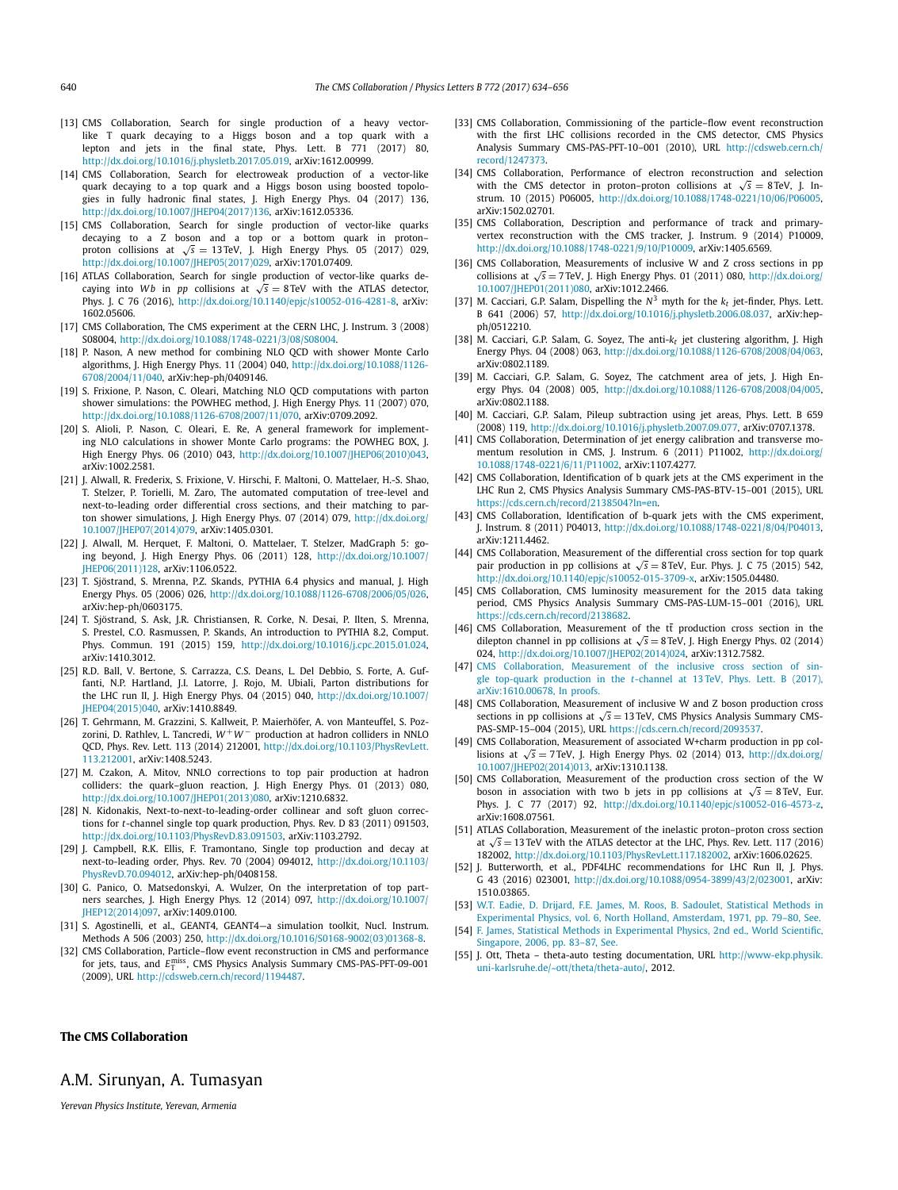[13] CMS Collaboration, Search for single production of a heavy vector-like T quark decaying to a Higgs boson and a top quark with a lepton and jets in the final state, Phys. Lett. B 771 (2017) 80, http://dx.doi.org/10.1016/j.physletb.2017.05.019, arXiv:1612.00999.

[14] CMS Collaboration, Search for electroweak production of a vector-like quark decaying to a top quark and a Higgs boson using boosted topologies in fully hadronic final states, J. High Energy Phys. 04 (2017) 136, http://dx.doi.org/10.1007/JHEP04(2017)136, arXiv:1612.05336.

[15] CMS Collaboration, Search for single production of vector-like quarks decaying to a Z boson and a top or a bottom quark in proton–proton collisions at $\sqrt{s} = 13$ TeV, J. High Energy Phys. 05 (2017) 029, http://dx.doi.org/10.1007/JHEP05(2017)029, arXiv:1701.07409.

[16] ATLAS Collaboration, Search for single production of vector-like quarks decaying into $Wb$ in $pp$ collisions at $\sqrt{s} = 8$ TeV with the ATLAS detector, Phys. J. C 76 (2016), http://dx.doi.org/10.1140/epjc/s10052-016-4281-8, arXiv:1602.05606.

[17] CMS Collaboration, The CMS experiment at the CERN LHC, J. Instrum. 3 (2008) S08004, http://dx.doi.org/10.1088/1748-0221/3/08/S08004.

[18] P. Nason, A new method for combining NLO QCD with shower Monte Carlo algorithms, J. High Energy Phys. 11 (2004) 040, http://dx.doi.org/10.1088/1126-6708/2004/11/040, arXiv:hep-ph/0409146.

[19] S. Frixione, P. Nason, C. Oleari, Matching NLO QCD computations with parton shower simulations: the POWHEG method, J. High Energy Phys. 11 (2007) 070, http://dx.doi.org/10.1088/1126-6708/2007/11/070, arXiv:0709.2092.

[20] S. Alioli, P. Nason, C. Oleari, E. Re, A general framework for implementing NLO calculations in shower Monte Carlo programs: the POWHEG BOX, J. High Energy Phys. 06 (2010) 043, http://dx.doi.org/10.1007/JHEP06(2010)043, arXiv:1002.2581.

[21] J. Alwall, R. Frederix, S. Frixione, V. Hirschi, F. Maltoni, O. Mattelaer, H.-S. Shao, T. Stelzer, P. Torielli, M. Zaro, The automated computation of tree-level and next-to-leading order differential cross sections, and their matching to parton shower simulations, J. High Energy Phys. 07 (2014) 079, http://dx.doi.org/10.1007/JHEP07(2014)079, arXiv:1405.0301.

[22] J. Alwall, M. Herquet, F. Maltoni, O. Mattelaer, T. Stelzer, MadGraph 5: going beyond, J. High Energy Phys. 06 (2011) 128, http://dx.doi.org/10.1007/JHEP06(2011)128, arXiv:1106.0522.

[23] T. Sjöstrand, S. Mrenna, P.Z. Skands, PYTHIA 6.4 physics and manual, J. High Energy Phys. 05 (2006) 026, http://dx.doi.org/10.1088/1126-6708/2006/05/026, arXiv:hep-ph/0603175.

[24] T. Sjöstrand, S. Ask, J.R. Christiansen, R. Corke, N. Desai, P. Ilten, S. Mrenna, S. Prestel, C.O. Rasmussen, P. Skands, An introduction to PYTHIA 8.2, Comput. Phys. Commun. 191 (2015) 159, http://dx.doi.org/10.1016/j.cpc.2015.01.024, arXiv:1410.3012.

[25] R.D. Ball, V. Bertone, S. Carrazza, C.S. Deans, L. Del Debbio, S. Forte, A. Guffanti, N.P. Hartland, J.I. Latorre, J. Rojo, M. Ubiali, Parton distributions for the LHC run II, J. High Energy Phys. 04 (2015) 040, http://dx.doi.org/10.1007/JHEP04(2015)040, arXiv:1410.8849.

[26] T. Gehrmann, M. Grazzini, S. Kallweit, P. Maierhöfer, A. von Manteuffel, S. Pozzorini, D. Rathlev, L. Tancredi, $W^+W^-$ production at hadron colliders in NNLO QCD, Phys. Rev. Lett. 113 (2014) 212001, http://dx.doi.org/10.1103/PhysRevLett.113.212001, arXiv:1408.5243.

[27] M. Czakon, A. Mitov, NNLO corrections to top pair production at hadron colliders: the quark–gluon reaction, J. High Energy Phys. 01 (2013) 080, http://dx.doi.org/10.1007/JHEP01(2013)080, arXiv:1210.6832.

[28] N. Kidonakis, Next-to-next-to-leading-order collinear and soft gluon corrections for $t$-channel single top quark production, Phys. Rev. D 83 (2011) 091503, http://dx.doi.org/10.1103/PhysRevD.83.091503, arXiv:1103.2792.

[29] J. Campbell, R.K. Ellis, F. Tramontano, Single top production and decay at next-to-leading order, Phys. Rev. 70 (2004) 094012, http://dx.doi.org/10.1103/PhysRevD.70.094012, arXiv:hep-ph/0408158.

[30] G. Panico, O. Matsedonskyi, A. Wulzer, On the interpretation of top partners searches, J. High Energy Phys. 12 (2014) 097, http://dx.doi.org/10.1007/JHEP12(2014)097, arXiv:1409.0100.

[31] S. Agostinelli, et al., GEANT4, GEANT4—a simulation toolkit, Nucl. Instrum. Methods A 506 (2003) 250, http://dx.doi.org/10.1016/S0168-9002(03)01368-8.

[32] CMS Collaboration, Particle–flow event reconstruction in CMS and performance for jets, taus, and $E_T^{miss}$, CMS Physics Analysis Summary CMS-PAS-PFT-09-001 (2009), URL http://cdsweb.cern.ch/record/1194487.

[33] CMS Collaboration, Commissioning of the particle–flow event reconstruction with the first LHC collisions recorded in the CMS detector, CMS Physics Analysis Summary CMS-PAS-PFT-10–001 (2010), URL http://cdsweb.cern.ch/record/1247373.

[34] CMS Collaboration, Performance of electron reconstruction and selection with the CMS detector in proton–proton collisions at $\sqrt{s} = 8$ TeV, J. Instrum. 10 (2015) P06005, http://dx.doi.org/10.1088/1748-0221/10/06/P06005, arXiv:1502.02701.

[35] CMS Collaboration, Description and performance of track and primary-vertex reconstruction with the CMS tracker, J. Instrum. 9 (2014) P10009, http://dx.doi.org/10.1088/1748-0221/9/10/P10009, arXiv:1405.6569.

[36] CMS Collaboration, Measurements of inclusive W and Z cross sections in pp collisions at $\sqrt{s} = 7$ TeV, J. High Energy Phys. 01 (2011) 080, http://dx.doi.org/10.1007/JHEP01(2011)080, arXiv:1012.2466.

[37] M. Cacciari, G.P. Salam, Dispelling the $N^3$ myth for the $k_t$ jet-finder, Phys. Lett. B 641 (2006) 57, http://dx.doi.org/10.1016/j.physletb.2006.08.037, arXiv:hep-ph/0512210.

[38] M. Cacciari, G.P. Salam, G. Soyez, The anti-$k_t$ jet clustering algorithm, J. High Energy Phys. 04 (2008) 063, http://dx.doi.org/10.1088/1126-6708/2008/04/063, arXiv:0802.1189.

[39] M. Cacciari, G.P. Salam, G. Soyez, The catchment area of jets, J. High Energy Phys. 04 (2008) 005, http://dx.doi.org/10.1088/1126-6708/2008/04/005, arXiv:0802.1188.

[40] M. Cacciari, G.P. Salam, Pileup subtraction using jet areas, Phys. Lett. B 659 (2008) 119, http://dx.doi.org/10.1016/j.physletb.2007.09.077, arXiv:0707.1378.

[41] CMS Collaboration, Determination of jet energy calibration and transverse momentum resolution in CMS, J. Instrum. 6 (2011) P11002, http://dx.doi.org/10.1088/1748-0221/6/11/P11002, arXiv:1107.4277.

[42] CMS Collaboration, Identification of b quark jets at the CMS experiment in the LHC Run 2, CMS Physics Analysis Summary CMS-PAS-BTV-15–001 (2015), URL https://cds.cern.ch/record/2138504?ln=en.

[43] CMS Collaboration, Identification of b-quark jets with the CMS experiment, J. Instrum. 8 (2011) P04013, http://dx.doi.org/10.1088/1748-0221/8/04/P04013, arXiv:1211.4462.

[44] CMS Collaboration, Measurement of the differential cross section for top quark pair production in pp collisions at $\sqrt{s} = 8$ TeV, Eur. Phys. J. C 75 (2015) 542, http://dx.doi.org/10.1140/epjc/s10052-015-3709-x, arXiv:1505.04480.

[45] CMS Collaboration, CMS luminosity measurement for the 2015 data taking period, CMS Physics Analysis Summary CMS-PAS-LUM-15–001 (2016), URL https://cds.cern.ch/record/2138682.

[46] CMS Collaboration, Measurement of the $t\bar{t}$ production cross section in the dilepton channel in pp collisions at $\sqrt{s} = 8$ TeV, J. High Energy Phys. 02 (2014) 024, http://dx.doi.org/10.1007/JHEP02(2014)024, arXiv:1312.7582.

[47] CMS Collaboration, Measurement of the inclusive cross section of single top-quark production in the $t$-channel at 13 TeV, Phys. Lett. B (2017), arXiv:1610.00678, In proofs.

[48] CMS Collaboration, Measurement of inclusive W and Z boson production cross sections in pp collisions at $\sqrt{s} = 13$ TeV, CMS Physics Analysis Summary CMS-PAS-SMP-15–004 (2015), URL https://cds.cern.ch/record/2093537.

[49] CMS Collaboration, Measurement of associated W+charm production in pp collisions at $\sqrt{s} = 7$ TeV, J. High Energy Phys. 02 (2014) 013, http://dx.doi.org/10.1007/JHEP02(2014)013, arXiv:1310.1138.

[50] CMS Collaboration, Measurement of the production cross section of the W boson in association with two b jets in pp collisions at $\sqrt{s} = 8$ TeV, Eur. Phys. J. C 77 (2017) 92, http://dx.doi.org/10.1140/epjc/s10052-016-4573-z, arXiv:1608.07561.

[51] ATLAS Collaboration, Measurement of the inelastic proton–proton cross section at $\sqrt{s} = 13$ TeV with the ATLAS detector at the LHC, Phys. Rev. Lett. 117 (2016) 182002, http://dx.doi.org/10.1103/PhysRevLett.117.182002, arXiv:1606.02625.

[52] J. Butterworth, et al., PDF4LHC recommendations for LHC Run II, J. Phys. G 43 (2016) 023001, http://dx.doi.org/10.1088/0954-3899/43/2/023001, arXiv:1510.03865.

[53] W.T. Eadie, D. Drijard, F.E. James, M. Roos, B. Sadoulet, Statistical Methods in Experimental Physics, vol. 6, North Holland, Amsterdam, 1971, pp. 79–80, See.

[54] F. James, Statistical Methods in Experimental Physics, 2nd ed., World Scientific, Singapore, 2006, pp. 83–87, See.

[55] J. Ott, Theta – theta-auto testing documentation, URL http://www-ekp.physik.uni-karlsruhe.de/~ott/theta/theta-auto/, 2012.

## The CMS Collaboration

A.M. Sirunyan, A. Tumasyan

*Yerevan Physics Institute, Yerevan, Armenia*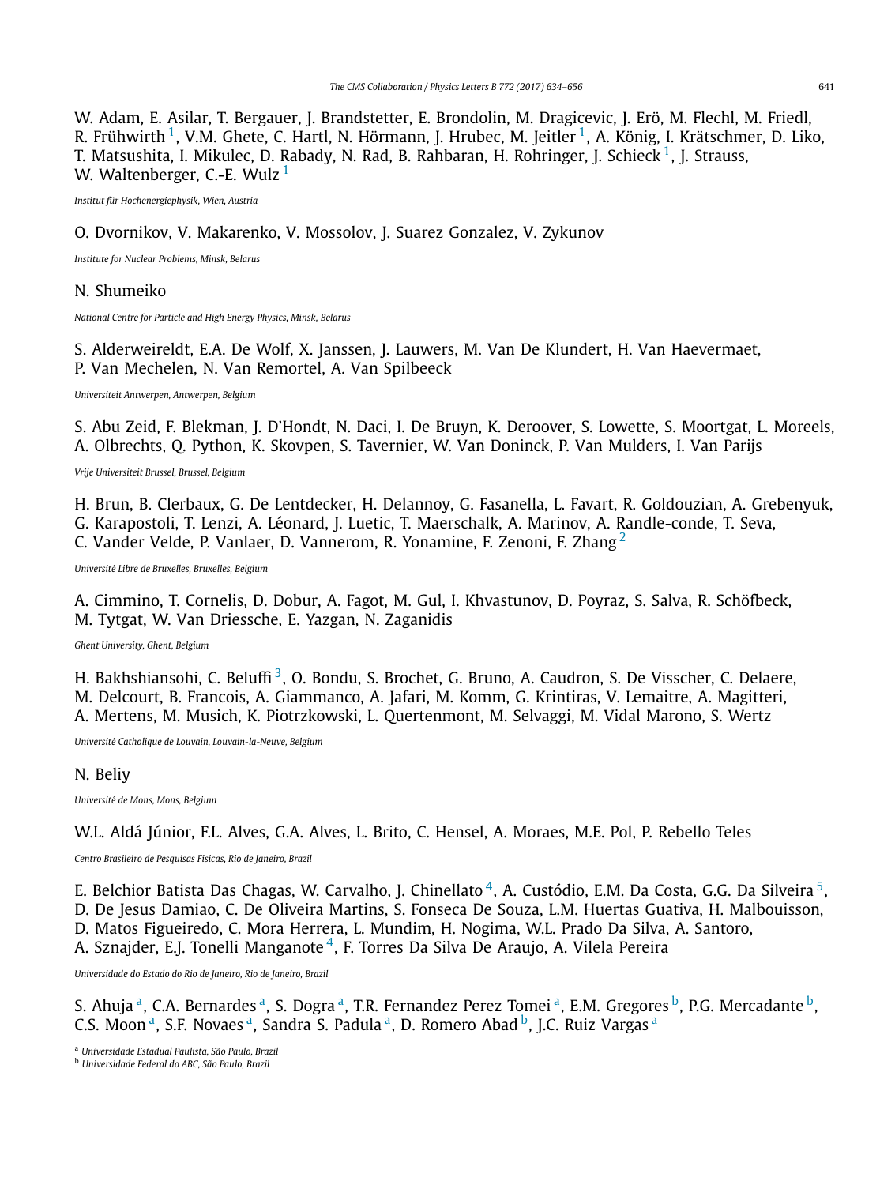W. Adam, E. Asilar, T. Bergauer, J. Brandstetter, E. Brondolin, M. Dragicevic, J. Erö, M. Flechl, M. Friedl, R. Frühwirth [1], V.M. Ghete, C. Hartl, N. Hörmann, J. Hrubec, M. Jeitler [1], A. König, I. Krätschmer, D. Liko, T. Matsushita, I. Mikulec, D. Rabady, N. Rad, B. Rahbaran, H. Rohringer, J. Schieck [1], J. Strauss, W. Waltenberger, C.-E. Wulz [1]

*Institut für Hochenergiephysik, Wien, Austria*

O. Dvornikov, V. Makarenko, V. Mossolov, J. Suarez Gonzalez, V. Zykunov

*Institute for Nuclear Problems, Minsk, Belarus*

N. Shumeiko

*National Centre for Particle and High Energy Physics, Minsk, Belarus*

S. Alderweireldt, E.A. De Wolf, X. Janssen, J. Lauwers, M. Van De Klundert, H. Van Haevermaet, P. Van Mechelen, N. Van Remortel, A. Van Spilbeeck

*Universiteit Antwerpen, Antwerpen, Belgium*

S. Abu Zeid, F. Blekman, J. D'Hondt, N. Daci, I. De Bruyn, K. Deroover, S. Lowette, S. Moortgat, L. Moreels, A. Olbrechts, Q. Python, K. Skovpen, S. Tavernier, W. Van Doninck, P. Van Mulders, I. Van Parijs

*Vrije Universiteit Brussel, Brussel, Belgium*

H. Brun, B. Clerbaux, G. De Lentdecker, H. Delannoy, G. Fasanella, L. Favart, R. Goldouzian, A. Grebenyuk, G. Karapostoli, T. Lenzi, A. Léonard, J. Luetic, T. Maerschalk, A. Marinov, A. Randle-conde, T. Seva, C. Vander Velde, P. Vanlaer, D. Vannerom, R. Yonamine, F. Zenoni, F. Zhang [2]

*Université Libre de Bruxelles, Bruxelles, Belgium*

A. Cimmino, T. Cornelis, D. Dobur, A. Fagot, M. Gul, I. Khvastunov, D. Poyraz, S. Salva, R. Schöfbeck, M. Tytgat, W. Van Driessche, E. Yazgan, N. Zaganidis

*Ghent University, Ghent, Belgium*

H. Bakhshiansohi, C. Beluffi [3], O. Bondu, S. Brochet, G. Bruno, A. Caudron, S. De Visscher, C. Delaere, M. Delcourt, B. Francois, A. Giammanco, A. Jafari, M. Komm, G. Krintiras, V. Lemaitre, A. Magitteri, A. Mertens, M. Musich, K. Piotrzkowski, L. Quertenmont, M. Selvaggi, M. Vidal Marono, S. Wertz

*Université Catholique de Louvain, Louvain-la-Neuve, Belgium*

N. Beliy

*Université de Mons, Mons, Belgium*

W.L. Aldá Júnior, F.L. Alves, G.A. Alves, L. Brito, C. Hensel, A. Moraes, M.E. Pol, P. Rebello Teles

*Centro Brasileiro de Pesquisas Fisicas, Rio de Janeiro, Brazil*

E. Belchior Batista Das Chagas, W. Carvalho, J. Chinellato [4], A. Custódio, E.M. Da Costa, G.G. Da Silveira [5], D. De Jesus Damiao, C. De Oliveira Martins, S. Fonseca De Souza, L.M. Huertas Guativa, H. Malbouisson, D. Matos Figueiredo, C. Mora Herrera, L. Mundim, H. Nogima, W.L. Prado Da Silva, A. Santoro, A. Sznajder, E.J. Tonelli Manganote [4], F. Torres Da Silva De Araujo, A. Vilela Pereira

*Universidade do Estado do Rio de Janeiro, Rio de Janeiro, Brazil*

S. Ahuja [a], C.A. Bernardes [a], S. Dogra [a], T.R. Fernandez Perez Tomei [a], E.M. Gregores [b], P.G. Mercadante [b], C.S. Moon [a], S.F. Novaes [a], Sandra S. Padula [a], D. Romero Abad [b], J.C. Ruiz Vargas [a]

[a] *Universidade Estadual Paulista, São Paulo, Brazil*
[b] *Universidade Federal do ABC, São Paulo, Brazil*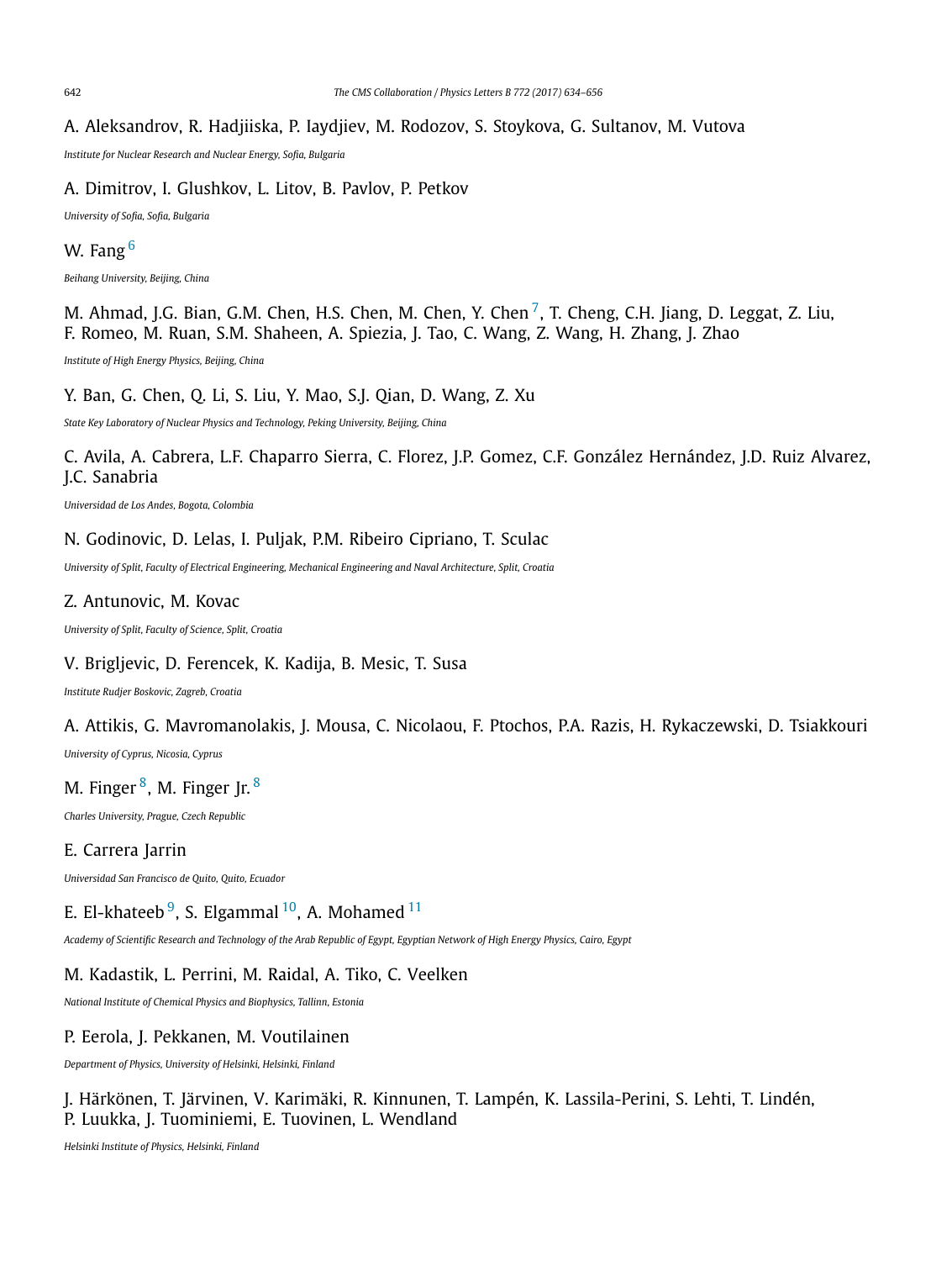A. Aleksandrov, R. Hadjiiska, P. Iaydjiev, M. Rodozov, S. Stoykova, G. Sultanov, M. Vutova

*Institute for Nuclear Research and Nuclear Energy, Sofia, Bulgaria*

A. Dimitrov, I. Glushkov, L. Litov, B. Pavlov, P. Petkov

*University of Sofia, Sofia, Bulgaria*

W. Fang [6]

*Beihang University, Beijing, China*

M. Ahmad, J.G. Bian, G.M. Chen, H.S. Chen, M. Chen, Y. Chen [7], T. Cheng, C.H. Jiang, D. Leggat, Z. Liu, F. Romeo, M. Ruan, S.M. Shaheen, A. Spiezia, J. Tao, C. Wang, Z. Wang, H. Zhang, J. Zhao

*Institute of High Energy Physics, Beijing, China*

Y. Ban, G. Chen, Q. Li, S. Liu, Y. Mao, S.J. Qian, D. Wang, Z. Xu

*State Key Laboratory of Nuclear Physics and Technology, Peking University, Beijing, China*

C. Avila, A. Cabrera, L.F. Chaparro Sierra, C. Florez, J.P. Gomez, C.F. González Hernández, J.D. Ruiz Alvarez, J.C. Sanabria

*Universidad de Los Andes, Bogota, Colombia*

N. Godinovic, D. Lelas, I. Puljak, P.M. Ribeiro Cipriano, T. Sculac

*University of Split, Faculty of Electrical Engineering, Mechanical Engineering and Naval Architecture, Split, Croatia*

Z. Antunovic, M. Kovac

*University of Split, Faculty of Science, Split, Croatia*

V. Brigljevic, D. Ferencek, K. Kadija, B. Mesic, T. Susa

*Institute Rudjer Boskovic, Zagreb, Croatia*

A. Attikis, G. Mavromanolakis, J. Mousa, C. Nicolaou, F. Ptochos, P.A. Razis, H. Rykaczewski, D. Tsiakkouri

*University of Cyprus, Nicosia, Cyprus*

M. Finger [8], M. Finger Jr. [8]

*Charles University, Prague, Czech Republic*

E. Carrera Jarrin

*Universidad San Francisco de Quito, Quito, Ecuador*

E. El-khateeb [9], S. Elgammal [10], A. Mohamed [11]

*Academy of Scientific Research and Technology of the Arab Republic of Egypt, Egyptian Network of High Energy Physics, Cairo, Egypt*

M. Kadastik, L. Perrini, M. Raidal, A. Tiko, C. Veelken

*National Institute of Chemical Physics and Biophysics, Tallinn, Estonia*

P. Eerola, J. Pekkanen, M. Voutilainen

*Department of Physics, University of Helsinki, Helsinki, Finland*

J. Härkönen, T. Järvinen, V. Karimäki, R. Kinnunen, T. Lampén, K. Lassila-Perini, S. Lehti, T. Lindén, P. Luukka, J. Tuominiemi, E. Tuovinen, L. Wendland

*Helsinki Institute of Physics, Helsinki, Finland*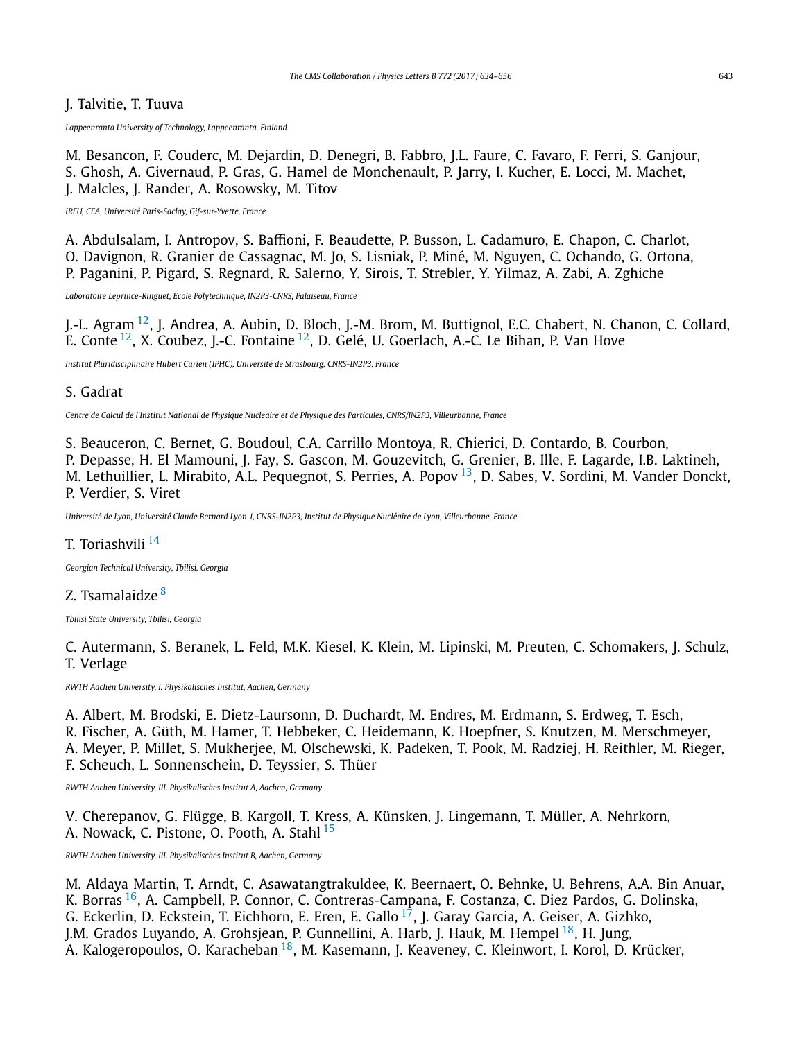J. Talvitie, T. Tuuva

*Lappeenranta University of Technology, Lappeenranta, Finland*

M. Besancon, F. Couderc, M. Dejardin, D. Denegri, B. Fabbro, J.L. Faure, C. Favaro, F. Ferri, S. Ganjour, S. Ghosh, A. Givernaud, P. Gras, G. Hamel de Monchenault, P. Jarry, I. Kucher, E. Locci, M. Machet, J. Malcles, J. Rander, A. Rosowsky, M. Titov

*IRFU, CEA, Université Paris-Saclay, Gif-sur-Yvette, France*

A. Abdulsalam, I. Antropov, S. Baffioni, F. Beaudette, P. Busson, L. Cadamuro, E. Chapon, C. Charlot, O. Davignon, R. Granier de Cassagnac, M. Jo, S. Lisniak, P. Miné, M. Nguyen, C. Ochando, G. Ortona, P. Paganini, P. Pigard, S. Regnard, R. Salerno, Y. Sirois, T. Strebler, Y. Yilmaz, A. Zabi, A. Zghiche

*Laboratoire Leprince-Ringuet, Ecole Polytechnique, IN2P3-CNRS, Palaiseau, France*

J.-L. Agram [12], J. Andrea, A. Aubin, D. Bloch, J.-M. Brom, M. Buttignol, E.C. Chabert, N. Chanon, C. Collard, E. Conte [12], X. Coubez, J.-C. Fontaine [12], D. Gelé, U. Goerlach, A.-C. Le Bihan, P. Van Hove

*Institut Pluridisciplinaire Hubert Curien (IPHC), Université de Strasbourg, CNRS-IN2P3, France*

S. Gadrat

*Centre de Calcul de l'Institut National de Physique Nucleaire et de Physique des Particules, CNRS/IN2P3, Villeurbanne, France*

S. Beauceron, C. Bernet, G. Boudoul, C.A. Carrillo Montoya, R. Chierici, D. Contardo, B. Courbon, P. Depasse, H. El Mamouni, J. Fay, S. Gascon, M. Gouzevitch, G. Grenier, B. Ille, F. Lagarde, I.B. Laktineh, M. Lethuillier, L. Mirabito, A.L. Pequegnot, S. Perries, A. Popov [13], D. Sabes, V. Sordini, M. Vander Donckt, P. Verdier, S. Viret

*Université de Lyon, Université Claude Bernard Lyon 1, CNRS-IN2P3, Institut de Physique Nucléaire de Lyon, Villeurbanne, France*

T. Toriashvili [14]

*Georgian Technical University, Tbilisi, Georgia*

Z. Tsamalaidze [8]

*Tbilisi State University, Tbilisi, Georgia*

C. Autermann, S. Beranek, L. Feld, M.K. Kiesel, K. Klein, M. Lipinski, M. Preuten, C. Schomakers, J. Schulz, T. Verlage

*RWTH Aachen University, I. Physikalisches Institut, Aachen, Germany*

A. Albert, M. Brodski, E. Dietz-Laursonn, D. Duchardt, M. Endres, M. Erdmann, S. Erdweg, T. Esch, R. Fischer, A. Güth, M. Hamer, T. Hebbeker, C. Heidemann, K. Hoepfner, S. Knutzen, M. Merschmeyer, A. Meyer, P. Millet, S. Mukherjee, M. Olschewski, K. Padeken, T. Pook, M. Radziej, H. Reithler, M. Rieger, F. Scheuch, L. Sonnenschein, D. Teyssier, S. Thüer

*RWTH Aachen University, III. Physikalisches Institut A, Aachen, Germany*

V. Cherepanov, G. Flügge, B. Kargoll, T. Kress, A. Künsken, J. Lingemann, T. Müller, A. Nehrkorn, A. Nowack, C. Pistone, O. Pooth, A. Stahl [15]

*RWTH Aachen University, III. Physikalisches Institut B, Aachen, Germany*

M. Aldaya Martin, T. Arndt, C. Asawatangtrakuldee, K. Beernaert, O. Behnke, U. Behrens, A.A. Bin Anuar, K. Borras [16], A. Campbell, P. Connor, C. Contreras-Campana, F. Costanza, C. Diez Pardos, G. Dolinska, G. Eckerlin, D. Eckstein, T. Eichhorn, E. Eren, E. Gallo [17], J. Garay Garcia, A. Geiser, A. Gizhko, J.M. Grados Luyando, A. Grohsjean, P. Gunnellini, A. Harb, J. Hauk, M. Hempel [18], H. Jung, A. Kalogeropoulos, O. Karacheban [18], M. Kasemann, J. Keaveney, C. Kleinwort, I. Korol, D. Krücker,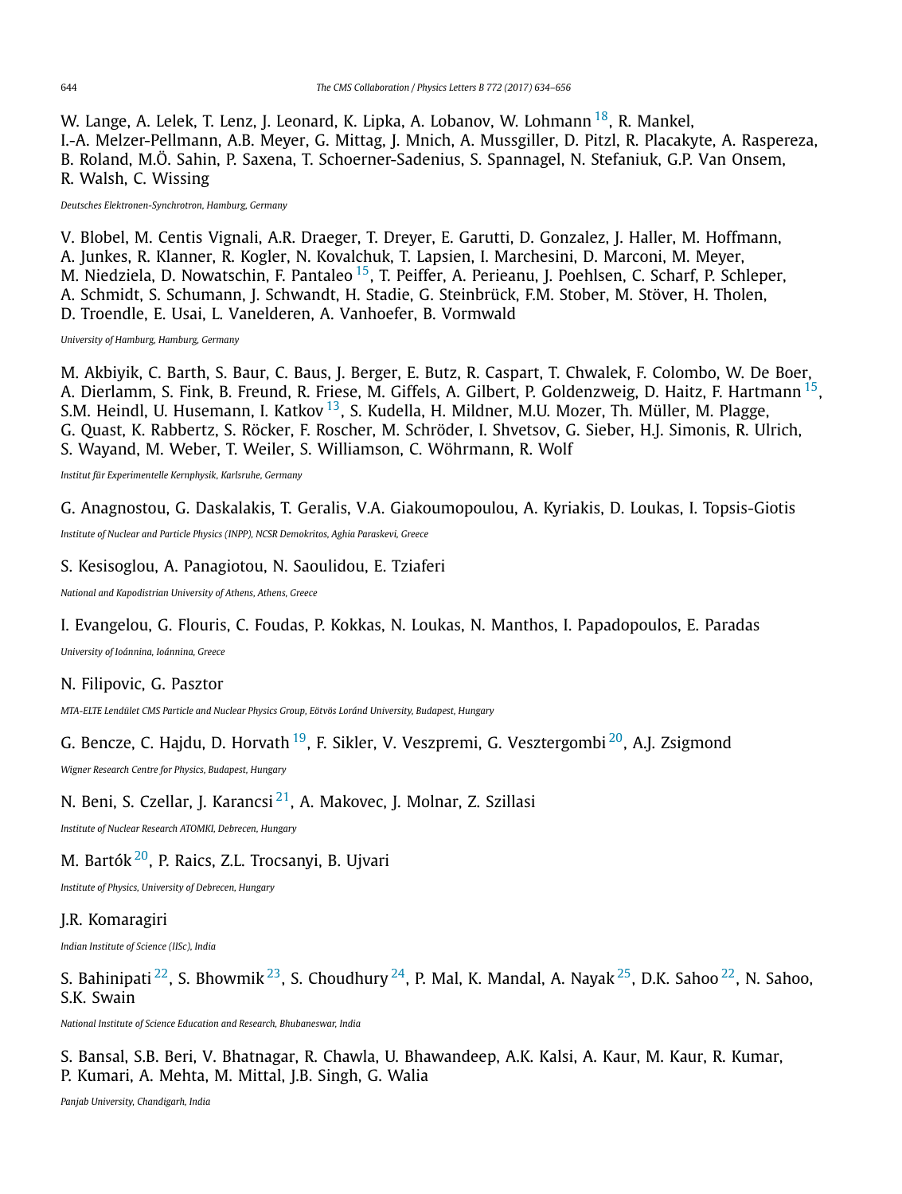W. Lange, A. Lelek, T. Lenz, J. Leonard, K. Lipka, A. Lobanov, W. Lohmann [18], R. Mankel, I.-A. Melzer-Pellmann, A.B. Meyer, G. Mittag, J. Mnich, A. Mussgiller, D. Pitzl, R. Placakyte, A. Raspereza, B. Roland, M.Ö. Sahin, P. Saxena, T. Schoerner-Sadenius, S. Spannagel, N. Stefaniuk, G.P. Van Onsem, R. Walsh, C. Wissing

*Deutsches Elektronen-Synchrotron, Hamburg, Germany*

V. Blobel, M. Centis Vignali, A.R. Draeger, T. Dreyer, E. Garutti, D. Gonzalez, J. Haller, M. Hoffmann, A. Junkes, R. Klanner, R. Kogler, N. Kovalchuk, T. Lapsien, I. Marchesini, D. Marconi, M. Meyer, M. Niedziela, D. Nowatschin, F. Pantaleo [15], T. Peiffer, A. Perieanu, J. Poehlsen, C. Scharf, P. Schleper, A. Schmidt, S. Schumann, J. Schwandt, H. Stadie, G. Steinbrück, F.M. Stober, M. Stöver, H. Tholen, D. Troendle, E. Usai, L. Vanelderen, A. Vanhoefer, B. Vormwald

*University of Hamburg, Hamburg, Germany*

M. Akbiyik, C. Barth, S. Baur, C. Baus, J. Berger, E. Butz, R. Caspart, T. Chwalek, F. Colombo, W. De Boer, A. Dierlamm, S. Fink, B. Freund, R. Friese, M. Giffels, A. Gilbert, P. Goldenzweig, D. Haitz, F. Hartmann [15], S.M. Heindl, U. Husemann, I. Katkov [13], S. Kudella, H. Mildner, M.U. Mozer, Th. Müller, M. Plagge, G. Quast, K. Rabbertz, S. Röcker, F. Roscher, M. Schröder, I. Shvetsov, G. Sieber, H.J. Simonis, R. Ulrich, S. Wayand, M. Weber, T. Weiler, S. Williamson, C. Wöhrmann, R. Wolf

*Institut für Experimentelle Kernphysik, Karlsruhe, Germany*

G. Anagnostou, G. Daskalakis, T. Geralis, V.A. Giakoumopoulou, A. Kyriakis, D. Loukas, I. Topsis-Giotis

*Institute of Nuclear and Particle Physics (INPP), NCSR Demokritos, Aghia Paraskevi, Greece*

S. Kesisoglou, A. Panagiotou, N. Saoulidou, E. Tziaferi

*National and Kapodistrian University of Athens, Athens, Greece*

I. Evangelou, G. Flouris, C. Foudas, P. Kokkas, N. Loukas, N. Manthos, I. Papadopoulos, E. Paradas

*University of Ioánnina, Ioánnina, Greece*

N. Filipovic, G. Pasztor

*MTA-ELTE Lendület CMS Particle and Nuclear Physics Group, Eötvös Loránd University, Budapest, Hungary*

G. Bencze, C. Hajdu, D. Horvath [19], F. Sikler, V. Veszpremi, G. Vesztergombi [20], A.J. Zsigmond

*Wigner Research Centre for Physics, Budapest, Hungary*

N. Beni, S. Czellar, J. Karancsi [21], A. Makovec, J. Molnar, Z. Szillasi

*Institute of Nuclear Research ATOMKI, Debrecen, Hungary*

M. Bartók [20], P. Raics, Z.L. Trocsanyi, B. Ujvari

*Institute of Physics, University of Debrecen, Hungary*

J.R. Komaragiri

*Indian Institute of Science (IISc), India*

S. Bahinipati [22], S. Bhowmik [23], S. Choudhury [24], P. Mal, K. Mandal, A. Nayak [25], D.K. Sahoo [22], N. Sahoo, S.K. Swain

*National Institute of Science Education and Research, Bhubaneswar, India*

S. Bansal, S.B. Beri, V. Bhatnagar, R. Chawla, U. Bhawandeep, A.K. Kalsi, A. Kaur, M. Kaur, R. Kumar, P. Kumari, A. Mehta, M. Mittal, J.B. Singh, G. Walia

*Panjab University, Chandigarh, India*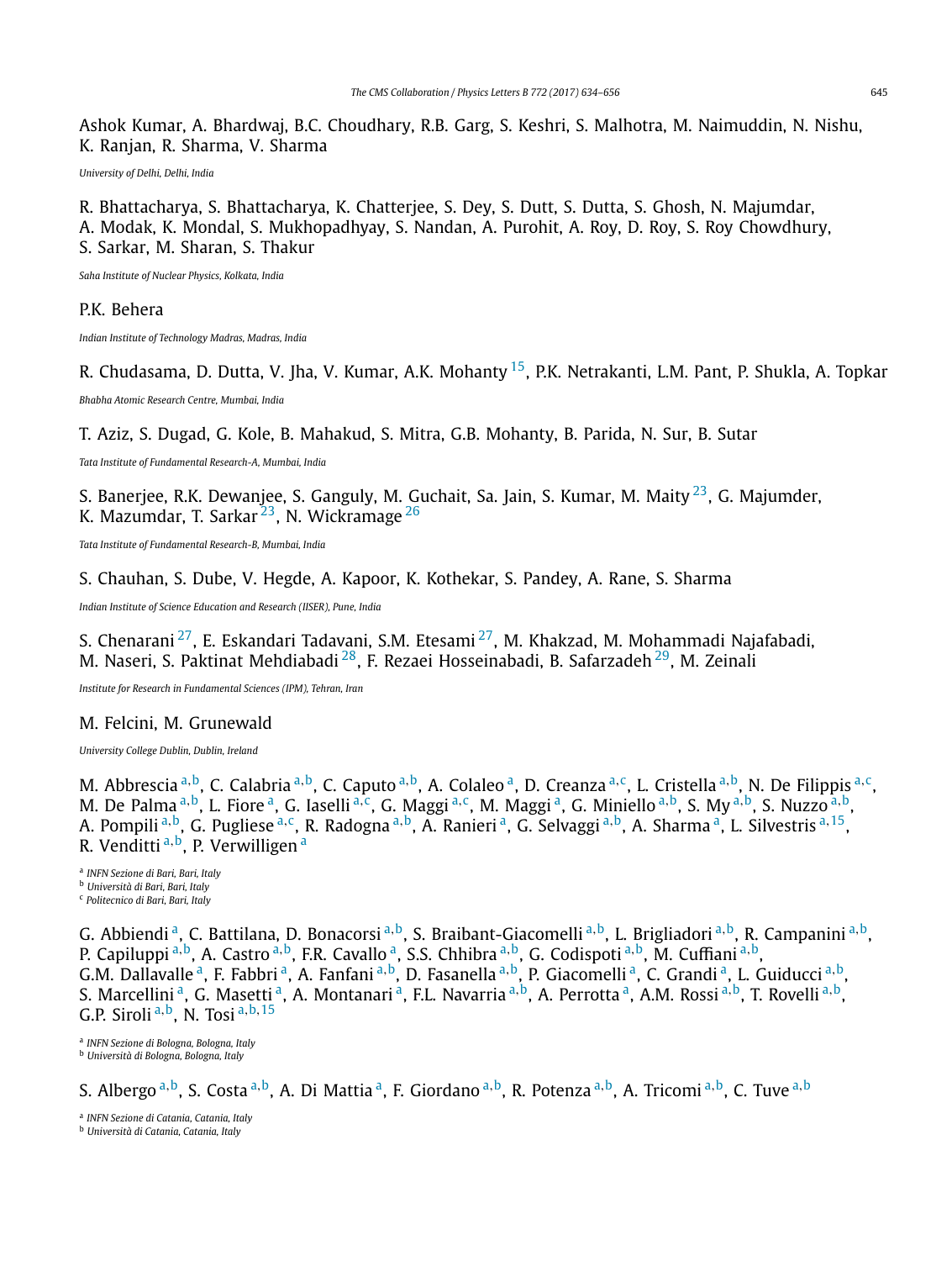Ashok Kumar, A. Bhardwaj, B.C. Choudhary, R.B. Garg, S. Keshri, S. Malhotra, M. Naimuddin, N. Nishu, K. Ranjan, R. Sharma, V. Sharma

*University of Delhi, Delhi, India*

R. Bhattacharya, S. Bhattacharya, K. Chatterjee, S. Dey, S. Dutt, S. Dutta, S. Ghosh, N. Majumdar, A. Modak, K. Mondal, S. Mukhopadhyay, S. Nandan, A. Purohit, A. Roy, D. Roy, S. Roy Chowdhury, S. Sarkar, M. Sharan, S. Thakur

*Saha Institute of Nuclear Physics, Kolkata, India*

P.K. Behera

*Indian Institute of Technology Madras, Madras, India*

R. Chudasama, D. Dutta, V. Jha, V. Kumar, A.K. Mohanty [15], P.K. Netrakanti, L.M. Pant, P. Shukla, A. Topkar

*Bhabha Atomic Research Centre, Mumbai, India*

T. Aziz, S. Dugad, G. Kole, B. Mahakud, S. Mitra, G.B. Mohanty, B. Parida, N. Sur, B. Sutar

*Tata Institute of Fundamental Research-A, Mumbai, India*

S. Banerjee, R.K. Dewanjee, S. Ganguly, M. Guchait, Sa. Jain, S. Kumar, M. Maity [23], G. Majumder, K. Mazumdar, T. Sarkar [23], N. Wickramage [26]

*Tata Institute of Fundamental Research-B, Mumbai, India*

S. Chauhan, S. Dube, V. Hegde, A. Kapoor, K. Kothekar, S. Pandey, A. Rane, S. Sharma

*Indian Institute of Science Education and Research (IISER), Pune, India*

S. Chenarani [27], E. Eskandari Tadavani, S.M. Etesami [27], M. Khakzad, M. Mohammadi Najafabadi, M. Naseri, S. Paktinat Mehdiabadi [28], F. Rezaei Hosseinabadi, B. Safarzadeh [29], M. Zeinali

*Institute for Research in Fundamental Sciences (IPM), Tehran, Iran*

M. Felcini, M. Grunewald

*University College Dublin, Dublin, Ireland*

M. Abbrescia [a,b], C. Calabria [a,b], C. Caputo [a,b], A. Colaleo [a], D. Creanza [a,c], L. Cristella [a,b], N. De Filippis [a,c], M. De Palma [a,b], L. Fiore [a], G. Iaselli [a,c], G. Maggi [a,c], M. Maggi [a], G. Miniello [a,b], S. My [a,b], S. Nuzzo [a,b], A. Pompili [a,b], G. Pugliese [a,c], R. Radogna [a,b], A. Ranieri [a], G. Selvaggi [a,b], A. Sharma [a], L. Silvestris [a,15], R. Venditti [a,b], P. Verwilligen [a]

[a] *INFN Sezione di Bari, Bari, Italy*
[b] *Università di Bari, Bari, Italy*
[c] *Politecnico di Bari, Bari, Italy*

G. Abbiendi [a], C. Battilana, D. Bonacorsi [a,b], S. Braibant-Giacomelli [a,b], L. Brigliadori [a,b], R. Campanini [a,b], P. Capiluppi [a,b], A. Castro [a,b], F.R. Cavallo [a], S.S. Chhibra [a,b], G. Codispoti [a,b], M. Cuffiani [a,b], G.M. Dallavalle [a], F. Fabbri [a], A. Fanfani [a,b], D. Fasanella [a,b], P. Giacomelli [a], C. Grandi [a], L. Guiducci [a,b], S. Marcellini [a], G. Masetti [a], A. Montanari [a], F.L. Navarria [a,b], A. Perrotta [a], A.M. Rossi [a,b], T. Rovelli [a,b], G.P. Siroli [a,b], N. Tosi [a,b,15]

[a] *INFN Sezione di Bologna, Bologna, Italy*
[b] *Università di Bologna, Bologna, Italy*

S. Albergo [a,b], S. Costa [a,b], A. Di Mattia [a], F. Giordano [a,b], R. Potenza [a,b], A. Tricomi [a,b], C. Tuve [a,b]

[a] *INFN Sezione di Catania, Catania, Italy*
[b] *Università di Catania, Catania, Italy*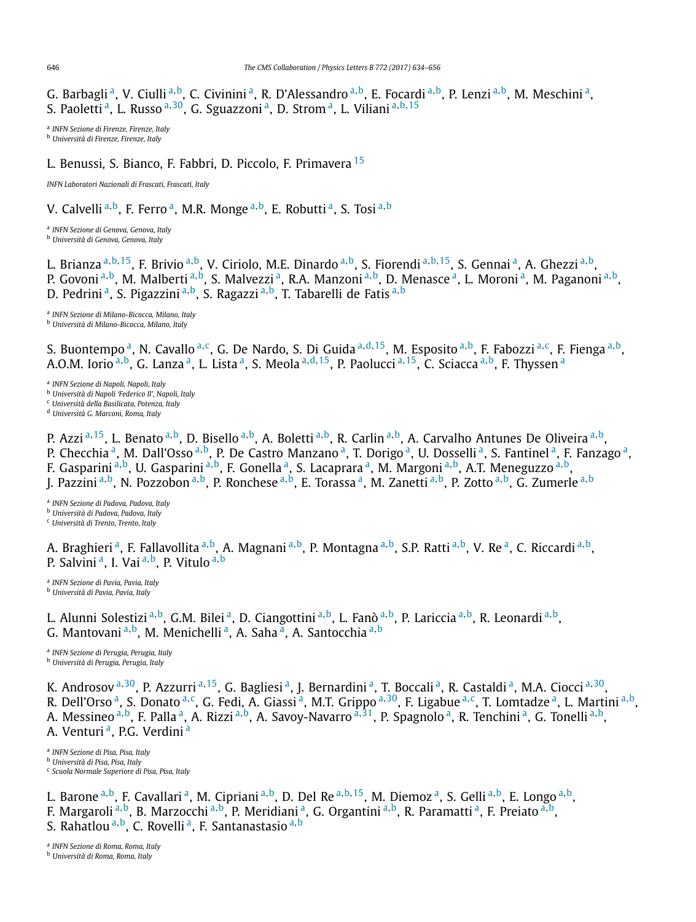G. Barbagli [a], V. Ciulli [a,b], C. Civinini [a], R. D'Alessandro [a,b], E. Focardi [a,b], P. Lenzi [a,b], M. Meschini [a], S. Paoletti [a], L. Russo [a,30], G. Sguazzoni [a], D. Strom [a], L. Viliani [a,b,15]

[a] *INFN Sezione di Firenze, Firenze, Italy*
[b] *Università di Firenze, Firenze, Italy*

L. Benussi, S. Bianco, F. Fabbri, D. Piccolo, F. Primavera [15]

*INFN Laboratori Nazionali di Frascati, Frascati, Italy*

V. Calvelli [a,b], F. Ferro [a], M.R. Monge [a,b], E. Robutti [a], S. Tosi [a,b]

[a] *INFN Sezione di Genova, Genova, Italy*
[b] *Università di Genova, Genova, Italy*

L. Brianza [a,b,15], F. Brivio [a,b], V. Ciriolo, M.E. Dinardo [a,b], S. Fiorendi [a,b,15], S. Gennai [a], A. Ghezzi [a,b], P. Govoni [a,b], M. Malberti [a,b], S. Malvezzi [a], R.A. Manzoni [a,b], D. Menasce [a], L. Moroni [a], M. Paganoni [a,b], D. Pedrini [a], S. Pigazzini [a,b], S. Ragazzi [a,b], T. Tabarelli de Fatis [a,b]

[a] *INFN Sezione di Milano-Bicocca, Milano, Italy*
[b] *Università di Milano-Bicocca, Milano, Italy*

S. Buontempo [a], N. Cavallo [a,c], G. De Nardo, S. Di Guida [a,d,15], M. Esposito [a,b], F. Fabozzi [a,c], F. Fienga [a,b], A.O.M. Iorio [a,b], G. Lanza [a], L. Lista [a], S. Meola [a,d,15], P. Paolucci [a,15], C. Sciacca [a,b], F. Thyssen [a]

[a] *INFN Sezione di Napoli, Napoli, Italy*
[b] *Università di Napoli 'Federico II', Napoli, Italy*
[c] *Università della Basilicata, Potenza, Italy*
[d] *Università G. Marconi, Roma, Italy*

P. Azzi [a,15], L. Benato [a,b], D. Bisello [a,b], A. Boletti [a,b], R. Carlin [a,b], A. Carvalho Antunes De Oliveira [a,b], P. Checchia [a], M. Dall'Osso [a,b], P. De Castro Manzano [a], T. Dorigo [a], U. Dosselli [a], S. Fantinel [a], F. Fanzago [a], F. Gasparini [a,b], U. Gasparini [a,b], F. Gonella [a], S. Lacaprara [a], M. Margoni [a,b], A.T. Meneguzzo [a,b], J. Pazzini [a,b], N. Pozzobon [a,b], P. Ronchese [a,b], E. Torassa [a], M. Zanetti [a,b], P. Zotto [a,b], G. Zumerle [a,b]

[a] *INFN Sezione di Padova, Padova, Italy*
[b] *Università di Padova, Padova, Italy*
[c] *Università di Trento, Trento, Italy*

A. Braghieri [a], F. Fallavollita [a,b], A. Magnani [a,b], P. Montagna [a,b], S.P. Ratti [a,b], V. Re [a], C. Riccardi [a,b], P. Salvini [a], I. Vai [a,b], P. Vitulo [a,b]

[a] *INFN Sezione di Pavia, Pavia, Italy*
[b] *Università di Pavia, Pavia, Italy*

L. Alunni Solestizi [a,b], G.M. Bilei [a], D. Ciangottini [a,b], L. Fanò [a,b], P. Lariccia [a,b], R. Leonardi [a,b], G. Mantovani [a,b], M. Menichelli [a], A. Saha [a], A. Santocchia [a,b]

[a] *INFN Sezione di Perugia, Perugia, Italy*
[b] *Università di Perugia, Perugia, Italy*

K. Androsov [a,30], P. Azzurri [a,15], G. Bagliesi [a], J. Bernardini [a], T. Boccali [a], R. Castaldi [a], M.A. Ciocci [a,30], R. Dell'Orso [a], S. Donato [a,c], G. Fedi, A. Giassi [a], M.T. Grippo [a,30], F. Ligabue [a,c], T. Lomtadze [a], L. Martini [a,b], A. Messineo [a,b], F. Palla [a], A. Rizzi [a,b], A. Savoy-Navarro [a,31], P. Spagnolo [a], R. Tenchini [a], G. Tonelli [a,b], A. Venturi [a], P.G. Verdini [a]

[a] *INFN Sezione di Pisa, Pisa, Italy*
[b] *Università di Pisa, Pisa, Italy*
[c] *Scuola Normale Superiore di Pisa, Pisa, Italy*

L. Barone [a,b], F. Cavallari [a], M. Cipriani [a,b], D. Del Re [a,b,15], M. Diemoz [a], S. Gelli [a,b], E. Longo [a,b], F. Margaroli [a,b], B. Marzocchi [a,b], P. Meridiani [a], G. Organtini [a,b], R. Paramatti [a], F. Preiato [a,b], S. Rahatlou [a,b], C. Rovelli [a], F. Santanastasio [a,b]

[a] *INFN Sezione di Roma, Roma, Italy*
[b] *Università di Roma, Roma, Italy*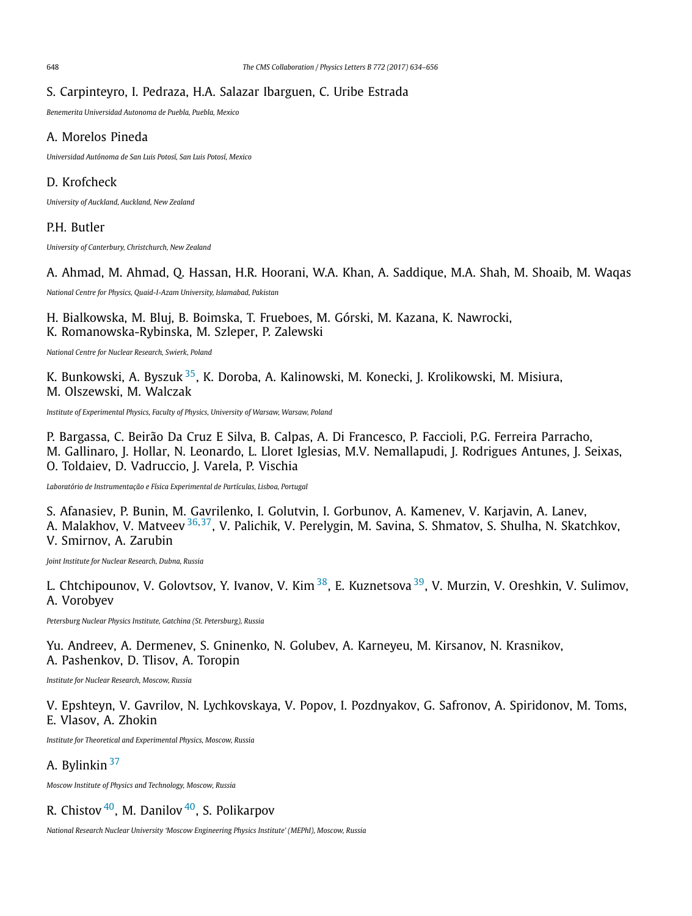S. Carpinteyro, I. Pedraza, H.A. Salazar Ibarguen, C. Uribe Estrada

*Benemerita Universidad Autonoma de Puebla, Puebla, Mexico*

A. Morelos Pineda

*Universidad Autónoma de San Luis Potosí, San Luis Potosí, Mexico*

D. Krofcheck

*University of Auckland, Auckland, New Zealand*

P.H. Butler

*University of Canterbury, Christchurch, New Zealand*

A. Ahmad, M. Ahmad, Q. Hassan, H.R. Hoorani, W.A. Khan, A. Saddique, M.A. Shah, M. Shoaib, M. Waqas

*National Centre for Physics, Quaid-I-Azam University, Islamabad, Pakistan*

H. Bialkowska, M. Bluj, B. Boimska, T. Frueboes, M. Górski, M. Kazana, K. Nawrocki, K. Romanowska-Rybinska, M. Szleper, P. Zalewski

*National Centre for Nuclear Research, Swierk, Poland*

K. Bunkowski, A. Byszuk [35], K. Doroba, A. Kalinowski, M. Konecki, J. Krolikowski, M. Misiura, M. Olszewski, M. Walczak

*Institute of Experimental Physics, Faculty of Physics, University of Warsaw, Warsaw, Poland*

P. Bargassa, C. Beirão Da Cruz E Silva, B. Calpas, A. Di Francesco, P. Faccioli, P.G. Ferreira Parracho, M. Gallinaro, J. Hollar, N. Leonardo, L. Lloret Iglesias, M.V. Nemallapudi, J. Rodrigues Antunes, J. Seixas, O. Toldaiev, D. Vadruccio, J. Varela, P. Vischia

*Laboratório de Instrumentação e Física Experimental de Partículas, Lisboa, Portugal*

S. Afanasiev, P. Bunin, M. Gavrilenko, I. Golutvin, I. Gorbunov, A. Kamenev, V. Karjavin, A. Lanev, A. Malakhov, V. Matveev [36,37], V. Palichik, V. Perelygin, M. Savina, S. Shmatov, S. Shulha, N. Skatchkov, V. Smirnov, A. Zarubin

*Joint Institute for Nuclear Research, Dubna, Russia*

L. Chtchipounov, V. Golovtsov, Y. Ivanov, V. Kim [38], E. Kuznetsova [39], V. Murzin, V. Oreshkin, V. Sulimov, A. Vorobyev

*Petersburg Nuclear Physics Institute, Gatchina (St. Petersburg), Russia*

Yu. Andreev, A. Dermenev, S. Gninenko, N. Golubev, A. Karneyeu, M. Kirsanov, N. Krasnikov, A. Pashenkov, D. Tlisov, A. Toropin

*Institute for Nuclear Research, Moscow, Russia*

V. Epshteyn, V. Gavrilov, N. Lychkovskaya, V. Popov, I. Pozdnyakov, G. Safronov, A. Spiridonov, M. Toms, E. Vlasov, A. Zhokin

*Institute for Theoretical and Experimental Physics, Moscow, Russia*

A. Bylinkin [37]

*Moscow Institute of Physics and Technology, Moscow, Russia*

R. Chistov [40], M. Danilov [40], S. Polikarpov

*National Research Nuclear University 'Moscow Engineering Physics Institute' (MEPhI), Moscow, Russia*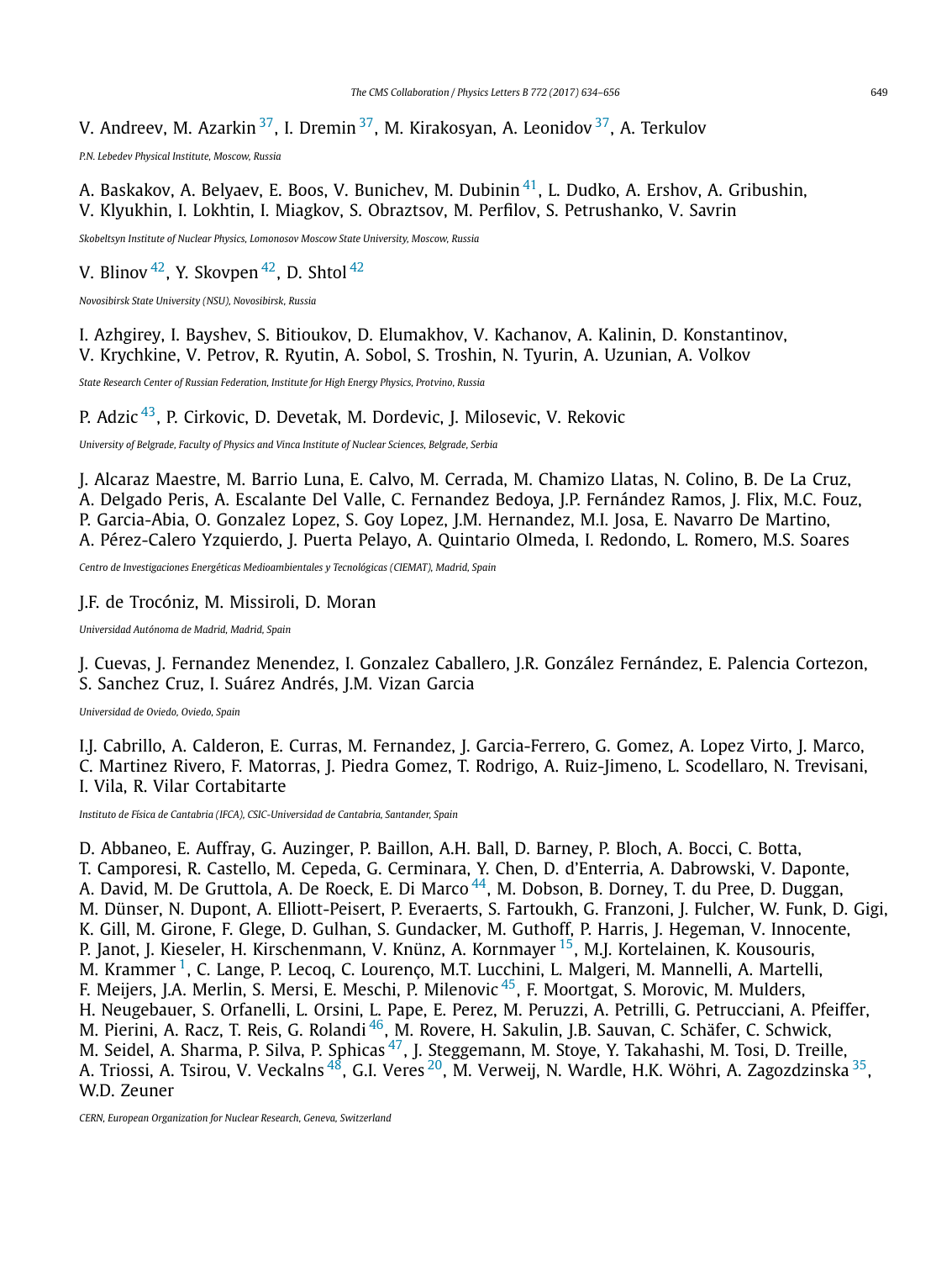V. Andreev, M. Azarkin [37], I. Dremin [37], M. Kirakosyan, A. Leonidov [37], A. Terkulov

*P.N. Lebedev Physical Institute, Moscow, Russia*

A. Baskakov, A. Belyaev, E. Boos, V. Bunichev, M. Dubinin [41], L. Dudko, A. Ershov, A. Gribushin, V. Klyukhin, I. Lokhtin, I. Miagkov, S. Obraztsov, M. Perfilov, S. Petrushanko, V. Savrin

*Skobeltsyn Institute of Nuclear Physics, Lomonosov Moscow State University, Moscow, Russia*

V. Blinov [42], Y. Skovpen [42], D. Shtol [42]

*Novosibirsk State University (NSU), Novosibirsk, Russia*

I. Azhgirey, I. Bayshev, S. Bitioukov, D. Elumakhov, V. Kachanov, A. Kalinin, D. Konstantinov, V. Krychkine, V. Petrov, R. Ryutin, A. Sobol, S. Troshin, N. Tyurin, A. Uzunian, A. Volkov

*State Research Center of Russian Federation, Institute for High Energy Physics, Protvino, Russia*

P. Adzic [43], P. Cirkovic, D. Devetak, M. Dordevic, J. Milosevic, V. Rekovic

*University of Belgrade, Faculty of Physics and Vinca Institute of Nuclear Sciences, Belgrade, Serbia*

J. Alcaraz Maestre, M. Barrio Luna, E. Calvo, M. Cerrada, M. Chamizo Llatas, N. Colino, B. De La Cruz, A. Delgado Peris, A. Escalante Del Valle, C. Fernandez Bedoya, J.P. Fernández Ramos, J. Flix, M.C. Fouz, P. Garcia-Abia, O. Gonzalez Lopez, S. Goy Lopez, J.M. Hernandez, M.I. Josa, E. Navarro De Martino, A. Pérez-Calero Yzquierdo, J. Puerta Pelayo, A. Quintario Olmeda, I. Redondo, L. Romero, M.S. Soares

*Centro de Investigaciones Energéticas Medioambientales y Tecnológicas (CIEMAT), Madrid, Spain*

J.F. de Trocóniz, M. Missiroli, D. Moran

*Universidad Autónoma de Madrid, Madrid, Spain*

J. Cuevas, J. Fernandez Menendez, I. Gonzalez Caballero, J.R. González Fernández, E. Palencia Cortezon, S. Sanchez Cruz, I. Suárez Andrés, J.M. Vizan Garcia

*Universidad de Oviedo, Oviedo, Spain*

I.J. Cabrillo, A. Calderon, E. Curras, M. Fernandez, J. Garcia-Ferrero, G. Gomez, A. Lopez Virto, J. Marco, C. Martinez Rivero, F. Matorras, J. Piedra Gomez, T. Rodrigo, A. Ruiz-Jimeno, L. Scodellaro, N. Trevisani, I. Vila, R. Vilar Cortabitarte

*Instituto de Física de Cantabria (IFCA), CSIC-Universidad de Cantabria, Santander, Spain*

D. Abbaneo, E. Auffray, G. Auzinger, P. Baillon, A.H. Ball, D. Barney, P. Bloch, A. Bocci, C. Botta, T. Camporesi, R. Castello, M. Cepeda, G. Cerminara, Y. Chen, D. d'Enterria, A. Dabrowski, V. Daponte, A. David, M. De Gruttola, A. De Roeck, E. Di Marco [44], M. Dobson, B. Dorney, T. du Pree, D. Duggan, M. Dünser, N. Dupont, A. Elliott-Peisert, P. Everaerts, S. Fartoukh, G. Franzoni, J. Fulcher, W. Funk, D. Gigi, K. Gill, M. Girone, F. Glege, D. Gulhan, S. Gundacker, M. Guthoff, P. Harris, J. Hegeman, V. Innocente, P. Janot, J. Kieseler, H. Kirschenmann, V. Knünz, A. Kornmayer [15], M.J. Kortelainen, K. Kousouris, M. Krammer [1], C. Lange, P. Lecoq, C. Lourenço, M.T. Lucchini, L. Malgeri, M. Mannelli, A. Martelli, F. Meijers, J.A. Merlin, S. Mersi, E. Meschi, P. Milenovic [45], F. Moortgat, S. Morovic, M. Mulders, H. Neugebauer, S. Orfanelli, L. Orsini, L. Pape, E. Perez, M. Peruzzi, A. Petrilli, G. Petrucciani, A. Pfeiffer, M. Pierini, A. Racz, T. Reis, G. Rolandi [46], M. Rovere, H. Sakulin, J.B. Sauvan, C. Schäfer, C. Schwick, M. Seidel, A. Sharma, P. Silva, P. Sphicas [47], J. Steggemann, M. Stoye, Y. Takahashi, M. Tosi, D. Treille, A. Triossi, A. Tsirou, V. Veckalns [48], G.I. Veres [20], M. Verweij, N. Wardle, H.K. Wöhri, A. Zagozdzinska [35], W.D. Zeuner

*CERN, European Organization for Nuclear Research, Geneva, Switzerland*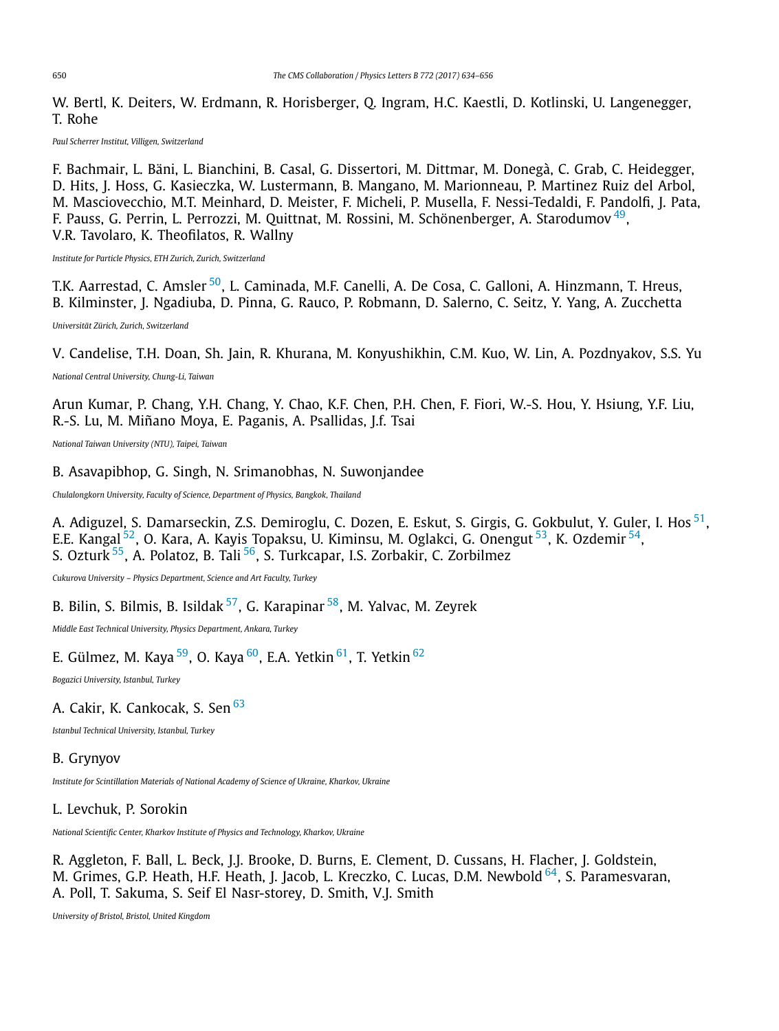W. Bertl, K. Deiters, W. Erdmann, R. Horisberger, Q. Ingram, H.C. Kaestli, D. Kotlinski, U. Langenegger, T. Rohe

*Paul Scherrer Institut, Villigen, Switzerland*

F. Bachmair, L. Bäni, L. Bianchini, B. Casal, G. Dissertori, M. Dittmar, M. Donegà, C. Grab, C. Heidegger, D. Hits, J. Hoss, G. Kasieczka, W. Lustermann, B. Mangano, M. Marionneau, P. Martinez Ruiz del Arbol, M. Masciovecchio, M.T. Meinhard, D. Meister, F. Micheli, P. Musella, F. Nessi-Tedaldi, F. Pandolfi, J. Pata, F. Pauss, G. Perrin, L. Perrozzi, M. Quittnat, M. Rossini, M. Schönenberger, A. Starodumov [49], V.R. Tavolaro, K. Theofilatos, R. Wallny

*Institute for Particle Physics, ETH Zurich, Zurich, Switzerland*

T.K. Aarrestad, C. Amsler [50], L. Caminada, M.F. Canelli, A. De Cosa, C. Galloni, A. Hinzmann, T. Hreus, B. Kilminster, J. Ngadiuba, D. Pinna, G. Rauco, P. Robmann, D. Salerno, C. Seitz, Y. Yang, A. Zucchetta

*Universität Zürich, Zurich, Switzerland*

V. Candelise, T.H. Doan, Sh. Jain, R. Khurana, M. Konyushikhin, C.M. Kuo, W. Lin, A. Pozdnyakov, S.S. Yu

*National Central University, Chung-Li, Taiwan*

Arun Kumar, P. Chang, Y.H. Chang, Y. Chao, K.F. Chen, P.H. Chen, F. Fiori, W.-S. Hou, Y. Hsiung, Y.F. Liu, R.-S. Lu, M. Miñano Moya, E. Paganis, A. Psallidas, J.f. Tsai

*National Taiwan University (NTU), Taipei, Taiwan*

B. Asavapibhop, G. Singh, N. Srimanobhas, N. Suwonjandee

*Chulalongkorn University, Faculty of Science, Department of Physics, Bangkok, Thailand*

A. Adiguzel, S. Damarseckin, Z.S. Demiroglu, C. Dozen, E. Eskut, S. Girgis, G. Gokbulut, Y. Guler, I. Hos [51], E.E. Kangal [52], O. Kara, A. Kayis Topaksu, U. Kiminsu, M. Oglakci, G. Onengut [53], K. Ozdemir [54], S. Ozturk [55], A. Polatoz, B. Tali [56], S. Turkcapar, I.S. Zorbakir, C. Zorbilmez

*Cukurova University – Physics Department, Science and Art Faculty, Turkey*

B. Bilin, S. Bilmis, B. Isildak [57], G. Karapinar [58], M. Yalvac, M. Zeyrek

*Middle East Technical University, Physics Department, Ankara, Turkey*

E. Gülmez, M. Kaya [59], O. Kaya [60], E.A. Yetkin [61], T. Yetkin [62]

*Bogazici University, Istanbul, Turkey*

A. Cakir, K. Cankocak, S. Sen [63]

*Istanbul Technical University, Istanbul, Turkey*

B. Grynyov

*Institute for Scintillation Materials of National Academy of Science of Ukraine, Kharkov, Ukraine*

L. Levchuk, P. Sorokin

*National Scientific Center, Kharkov Institute of Physics and Technology, Kharkov, Ukraine*

R. Aggleton, F. Ball, L. Beck, J.J. Brooke, D. Burns, E. Clement, D. Cussans, H. Flacher, J. Goldstein, M. Grimes, G.P. Heath, H.F. Heath, J. Jacob, L. Kreczko, C. Lucas, D.M. Newbold [64], S. Paramesvaran, A. Poll, T. Sakuma, S. Seif El Nasr-storey, D. Smith, V.J. Smith

*University of Bristol, Bristol, United Kingdom*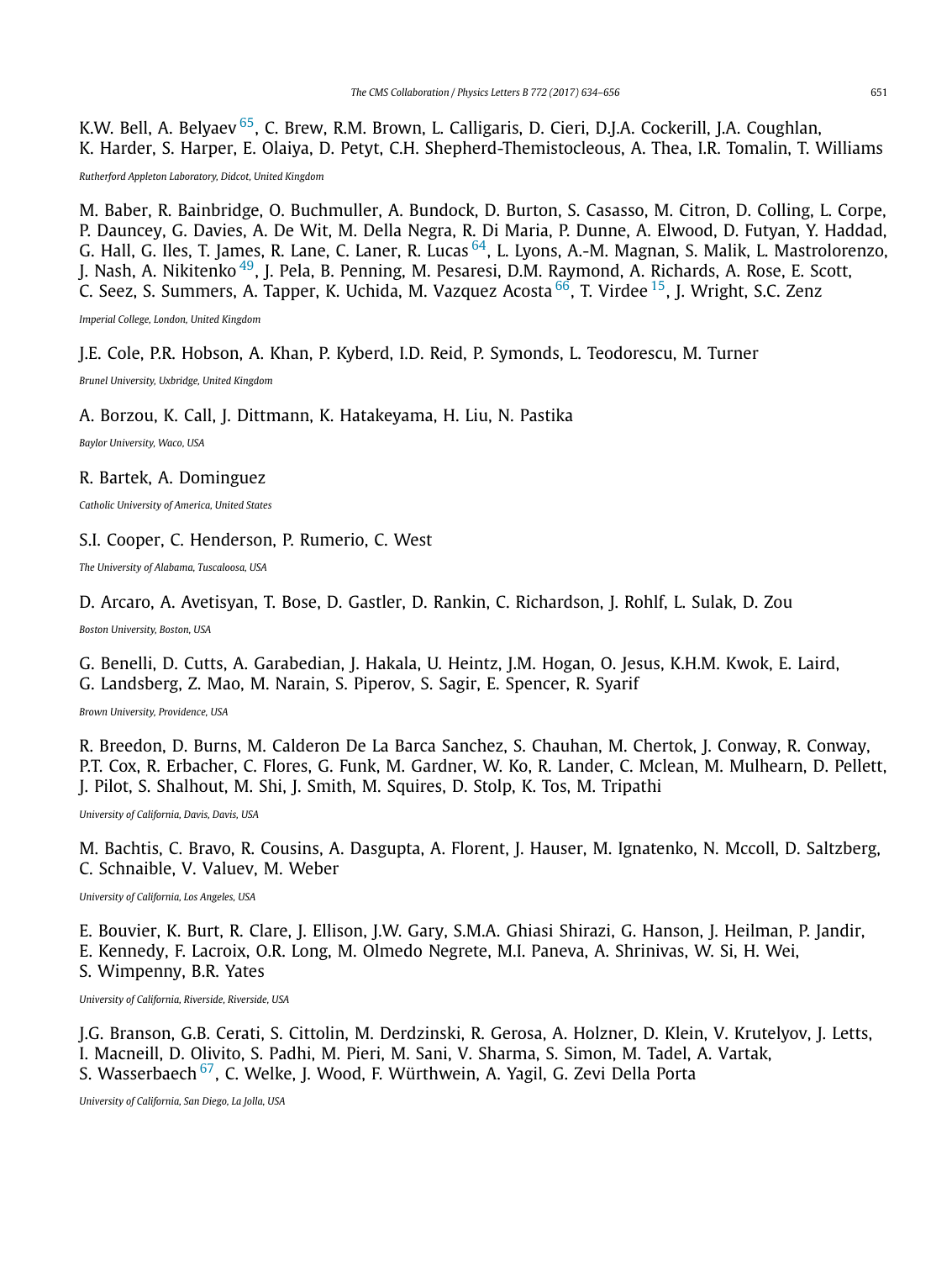K.W. Bell, A. Belyaev [65], C. Brew, R.M. Brown, L. Calligaris, D. Cieri, D.J.A. Cockerill, J.A. Coughlan, K. Harder, S. Harper, E. Olaiya, D. Petyt, C.H. Shepherd-Themistocleous, A. Thea, I.R. Tomalin, T. Williams

*Rutherford Appleton Laboratory, Didcot, United Kingdom*

M. Baber, R. Bainbridge, O. Buchmuller, A. Bundock, D. Burton, S. Casasso, M. Citron, D. Colling, L. Corpe, P. Dauncey, G. Davies, A. De Wit, M. Della Negra, R. Di Maria, P. Dunne, A. Elwood, D. Futyan, Y. Haddad, G. Hall, G. Iles, T. James, R. Lane, C. Laner, R. Lucas [64], L. Lyons, A.-M. Magnan, S. Malik, L. Mastrolorenzo, J. Nash, A. Nikitenko [49], J. Pela, B. Penning, M. Pesaresi, D.M. Raymond, A. Richards, A. Rose, E. Scott, C. Seez, S. Summers, A. Tapper, K. Uchida, M. Vazquez Acosta [66], T. Virdee [15], J. Wright, S.C. Zenz

*Imperial College, London, United Kingdom*

J.E. Cole, P.R. Hobson, A. Khan, P. Kyberd, I.D. Reid, P. Symonds, L. Teodorescu, M. Turner

*Brunel University, Uxbridge, United Kingdom*

A. Borzou, K. Call, J. Dittmann, K. Hatakeyama, H. Liu, N. Pastika

*Baylor University, Waco, USA*

R. Bartek, A. Dominguez

*Catholic University of America, United States*

S.I. Cooper, C. Henderson, P. Rumerio, C. West

*The University of Alabama, Tuscaloosa, USA*

D. Arcaro, A. Avetisyan, T. Bose, D. Gastler, D. Rankin, C. Richardson, J. Rohlf, L. Sulak, D. Zou

*Boston University, Boston, USA*

G. Benelli, D. Cutts, A. Garabedian, J. Hakala, U. Heintz, J.M. Hogan, O. Jesus, K.H.M. Kwok, E. Laird, G. Landsberg, Z. Mao, M. Narain, S. Piperov, S. Sagir, E. Spencer, R. Syarif

*Brown University, Providence, USA*

R. Breedon, D. Burns, M. Calderon De La Barca Sanchez, S. Chauhan, M. Chertok, J. Conway, R. Conway, P.T. Cox, R. Erbacher, C. Flores, G. Funk, M. Gardner, W. Ko, R. Lander, C. Mclean, M. Mulhearn, D. Pellett, J. Pilot, S. Shalhout, M. Shi, J. Smith, M. Squires, D. Stolp, K. Tos, M. Tripathi

*University of California, Davis, Davis, USA*

M. Bachtis, C. Bravo, R. Cousins, A. Dasgupta, A. Florent, J. Hauser, M. Ignatenko, N. Mccoll, D. Saltzberg, C. Schnaible, V. Valuev, M. Weber

*University of California, Los Angeles, USA*

E. Bouvier, K. Burt, R. Clare, J. Ellison, J.W. Gary, S.M.A. Ghiasi Shirazi, G. Hanson, J. Heilman, P. Jandir, E. Kennedy, F. Lacroix, O.R. Long, M. Olmedo Negrete, M.I. Paneva, A. Shrinivas, W. Si, H. Wei, S. Wimpenny, B.R. Yates

*University of California, Riverside, Riverside, USA*

J.G. Branson, G.B. Cerati, S. Cittolin, M. Derdzinski, R. Gerosa, A. Holzner, D. Klein, V. Krutelyov, J. Letts, I. Macneill, D. Olivito, S. Padhi, M. Pieri, M. Sani, V. Sharma, S. Simon, M. Tadel, A. Vartak, S. Wasserbaech [67], C. Welke, J. Wood, F. Würthwein, A. Yagil, G. Zevi Della Porta

*University of California, San Diego, La Jolla, USA*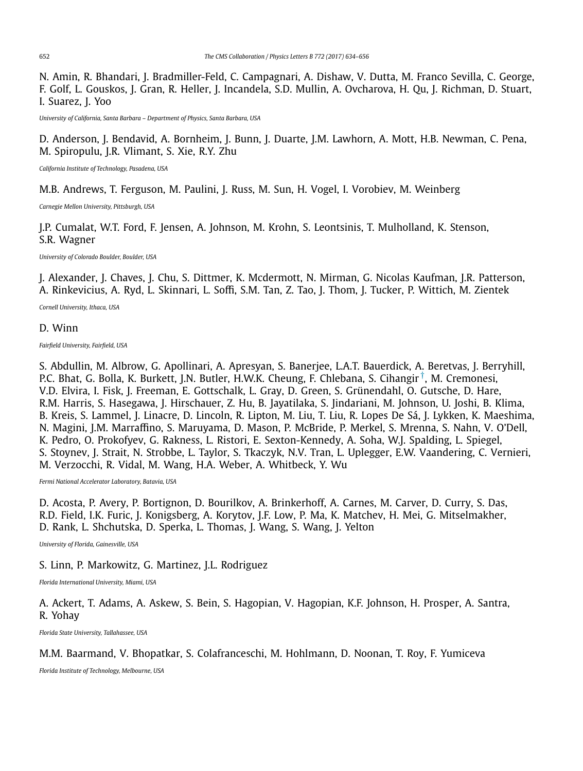N. Amin, R. Bhandari, J. Bradmiller-Feld, C. Campagnari, A. Dishaw, V. Dutta, M. Franco Sevilla, C. George, F. Golf, L. Gouskos, J. Gran, R. Heller, J. Incandela, S.D. Mullin, A. Ovcharova, H. Qu, J. Richman, D. Stuart, I. Suarez, J. Yoo

*University of California, Santa Barbara – Department of Physics, Santa Barbara, USA*

D. Anderson, J. Bendavid, A. Bornheim, J. Bunn, J. Duarte, J.M. Lawhorn, A. Mott, H.B. Newman, C. Pena, M. Spiropulu, J.R. Vlimant, S. Xie, R.Y. Zhu

*California Institute of Technology, Pasadena, USA*

M.B. Andrews, T. Ferguson, M. Paulini, J. Russ, M. Sun, H. Vogel, I. Vorobiev, M. Weinberg

*Carnegie Mellon University, Pittsburgh, USA*

J.P. Cumalat, W.T. Ford, F. Jensen, A. Johnson, M. Krohn, S. Leontsinis, T. Mulholland, K. Stenson, S.R. Wagner

*University of Colorado Boulder, Boulder, USA*

J. Alexander, J. Chaves, J. Chu, S. Dittmer, K. Mcdermott, N. Mirman, G. Nicolas Kaufman, J.R. Patterson, A. Rinkevicius, A. Ryd, L. Skinnari, L. Soffi, S.M. Tan, Z. Tao, J. Thom, J. Tucker, P. Wittich, M. Zientek

*Cornell University, Ithaca, USA*

D. Winn

*Fairfield University, Fairfield, USA*

S. Abdullin, M. Albrow, G. Apollinari, A. Apresyan, S. Banerjee, L.A.T. Bauerdick, A. Beretvas, J. Berryhill, P.C. Bhat, G. Bolla, K. Burkett, J.N. Butler, H.W.K. Cheung, F. Chlebana, S. Cihangir[†], M. Cremonesi, V.D. Elvira, I. Fisk, J. Freeman, E. Gottschalk, L. Gray, D. Green, S. Grünendahl, O. Gutsche, D. Hare, R.M. Harris, S. Hasegawa, J. Hirschauer, Z. Hu, B. Jayatilaka, S. Jindariani, M. Johnson, U. Joshi, B. Klima, B. Kreis, S. Lammel, J. Linacre, D. Lincoln, R. Lipton, M. Liu, T. Liu, R. Lopes De Sá, J. Lykken, K. Maeshima, N. Magini, J.M. Marraffino, S. Maruyama, D. Mason, P. McBride, P. Merkel, S. Mrenna, S. Nahn, V. O'Dell, K. Pedro, O. Prokofyev, G. Rakness, L. Ristori, E. Sexton-Kennedy, A. Soha, W.J. Spalding, L. Spiegel, S. Stoynev, J. Strait, N. Strobbe, L. Taylor, S. Tkaczyk, N.V. Tran, L. Uplegger, E.W. Vaandering, C. Vernieri, M. Verzocchi, R. Vidal, M. Wang, H.A. Weber, A. Whitbeck, Y. Wu

*Fermi National Accelerator Laboratory, Batavia, USA*

D. Acosta, P. Avery, P. Bortignon, D. Bourilkov, A. Brinkerhoff, A. Carnes, M. Carver, D. Curry, S. Das, R.D. Field, I.K. Furic, J. Konigsberg, A. Korytov, J.F. Low, P. Ma, K. Matchev, H. Mei, G. Mitselmakher, D. Rank, L. Shchutska, D. Sperka, L. Thomas, J. Wang, S. Wang, J. Yelton

*University of Florida, Gainesville, USA*

S. Linn, P. Markowitz, G. Martinez, J.L. Rodriguez

*Florida International University, Miami, USA*

A. Ackert, T. Adams, A. Askew, S. Bein, S. Hagopian, V. Hagopian, K.F. Johnson, H. Prosper, A. Santra, R. Yohay

*Florida State University, Tallahassee, USA*

M.M. Baarmand, V. Bhopatkar, S. Colafranceschi, M. Hohlmann, D. Noonan, T. Roy, F. Yumiceva

*Florida Institute of Technology, Melbourne, USA*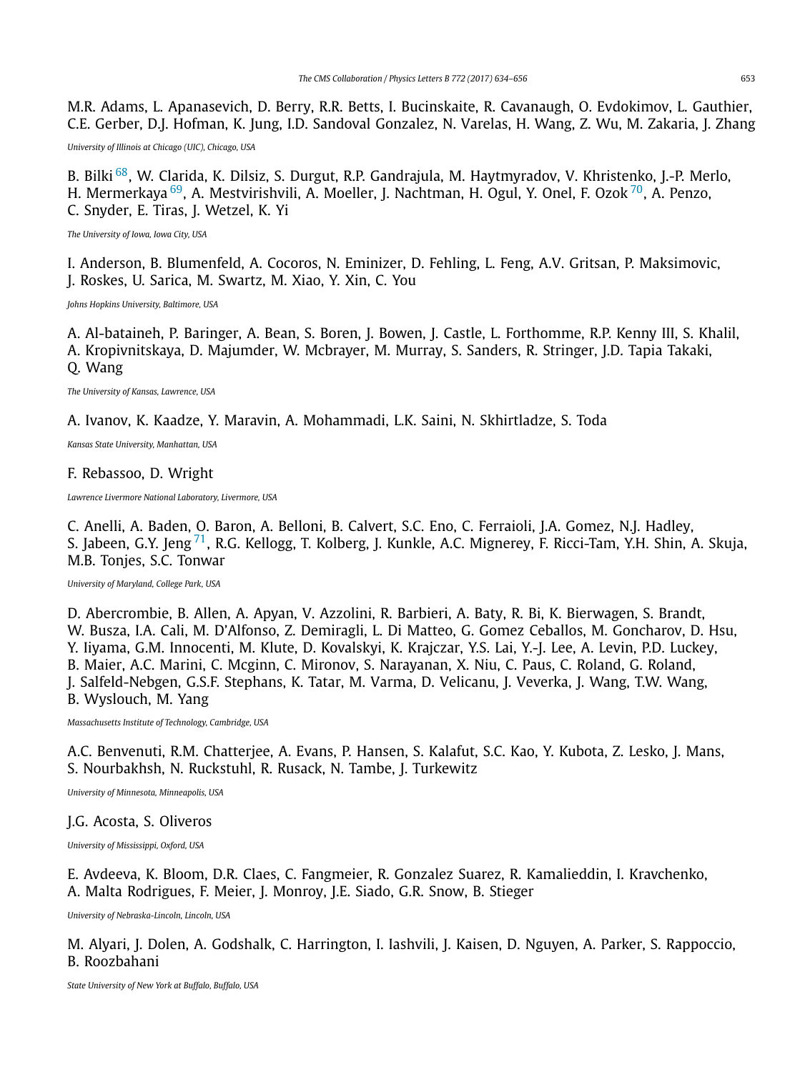M.R. Adams, L. Apanasevich, D. Berry, R.R. Betts, I. Bucinskaite, R. Cavanaugh, O. Evdokimov, L. Gauthier, C.E. Gerber, D.J. Hofman, K. Jung, I.D. Sandoval Gonzalez, N. Varelas, H. Wang, Z. Wu, M. Zakaria, J. Zhang

*University of Illinois at Chicago (UIC), Chicago, USA*

B. Bilki [68], W. Clarida, K. Dilsiz, S. Durgut, R.P. Gandrajula, M. Haytmyradov, V. Khristenko, J.-P. Merlo, H. Mermerkaya [69], A. Mestvirishvili, A. Moeller, J. Nachtman, H. Ogul, Y. Onel, F. Ozok [70], A. Penzo, C. Snyder, E. Tiras, J. Wetzel, K. Yi

*The University of Iowa, Iowa City, USA*

I. Anderson, B. Blumenfeld, A. Cocoros, N. Eminizer, D. Fehling, L. Feng, A.V. Gritsan, P. Maksimovic, J. Roskes, U. Sarica, M. Swartz, M. Xiao, Y. Xin, C. You

*Johns Hopkins University, Baltimore, USA*

A. Al-bataineh, P. Baringer, A. Bean, S. Boren, J. Bowen, J. Castle, L. Forthomme, R.P. Kenny III, S. Khalil, A. Kropivnitskaya, D. Majumder, W. Mcbrayer, M. Murray, S. Sanders, R. Stringer, J.D. Tapia Takaki, Q. Wang

*The University of Kansas, Lawrence, USA*

A. Ivanov, K. Kaadze, Y. Maravin, A. Mohammadi, L.K. Saini, N. Skhirtladze, S. Toda

*Kansas State University, Manhattan, USA*

F. Rebassoo, D. Wright

*Lawrence Livermore National Laboratory, Livermore, USA*

C. Anelli, A. Baden, O. Baron, A. Belloni, B. Calvert, S.C. Eno, C. Ferraioli, J.A. Gomez, N.J. Hadley, S. Jabeen, G.Y. Jeng [71], R.G. Kellogg, T. Kolberg, J. Kunkle, A.C. Mignerey, F. Ricci-Tam, Y.H. Shin, A. Skuja, M.B. Tonjes, S.C. Tonwar

*University of Maryland, College Park, USA*

D. Abercrombie, B. Allen, A. Apyan, V. Azzolini, R. Barbieri, A. Baty, R. Bi, K. Bierwagen, S. Brandt, W. Busza, I.A. Cali, M. D'Alfonso, Z. Demiragli, L. Di Matteo, G. Gomez Ceballos, M. Goncharov, D. Hsu, Y. Iiyama, G.M. Innocenti, M. Klute, D. Kovalskyi, K. Krajczar, Y.S. Lai, Y.-J. Lee, A. Levin, P.D. Luckey, B. Maier, A.C. Marini, C. Mcginn, C. Mironov, S. Narayanan, X. Niu, C. Paus, C. Roland, G. Roland, J. Salfeld-Nebgen, G.S.F. Stephans, K. Tatar, M. Varma, D. Velicanu, J. Veverka, J. Wang, T.W. Wang, B. Wyslouch, M. Yang

*Massachusetts Institute of Technology, Cambridge, USA*

A.C. Benvenuti, R.M. Chatterjee, A. Evans, P. Hansen, S. Kalafut, S.C. Kao, Y. Kubota, Z. Lesko, J. Mans, S. Nourbakhsh, N. Ruckstuhl, R. Rusack, N. Tambe, J. Turkewitz

*University of Minnesota, Minneapolis, USA*

J.G. Acosta, S. Oliveros

*University of Mississippi, Oxford, USA*

E. Avdeeva, K. Bloom, D.R. Claes, C. Fangmeier, R. Gonzalez Suarez, R. Kamalieddin, I. Kravchenko, A. Malta Rodrigues, F. Meier, J. Monroy, J.E. Siado, G.R. Snow, B. Stieger

*University of Nebraska-Lincoln, Lincoln, USA*

M. Alyari, J. Dolen, A. Godshalk, C. Harrington, I. Iashvili, J. Kaisen, D. Nguyen, A. Parker, S. Rappoccio, B. Roozbahani

*State University of New York at Buffalo, Buffalo, USA*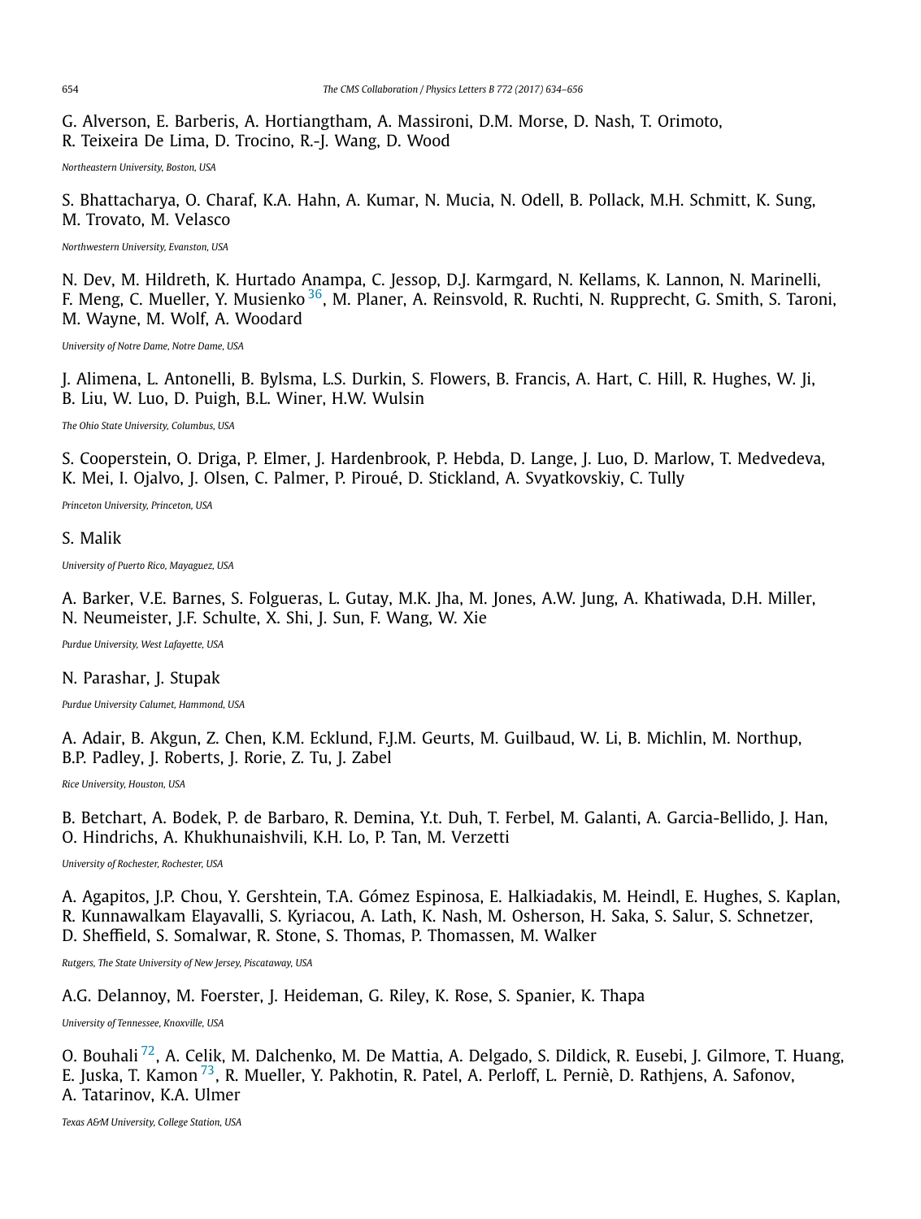G. Alverson, E. Barberis, A. Hortiangtham, A. Massironi, D.M. Morse, D. Nash, T. Orimoto, R. Teixeira De Lima, D. Trocino, R.-J. Wang, D. Wood

*Northeastern University, Boston, USA*

S. Bhattacharya, O. Charaf, K.A. Hahn, A. Kumar, N. Mucia, N. Odell, B. Pollack, M.H. Schmitt, K. Sung, M. Trovato, M. Velasco

*Northwestern University, Evanston, USA*

N. Dev, M. Hildreth, K. Hurtado Anampa, C. Jessop, D.J. Karmgard, N. Kellams, K. Lannon, N. Marinelli, F. Meng, C. Mueller, Y. Musienko [36], M. Planer, A. Reinsvold, R. Ruchti, N. Rupprecht, G. Smith, S. Taroni, M. Wayne, M. Wolf, A. Woodard

*University of Notre Dame, Notre Dame, USA*

J. Alimena, L. Antonelli, B. Bylsma, L.S. Durkin, S. Flowers, B. Francis, A. Hart, C. Hill, R. Hughes, W. Ji, B. Liu, W. Luo, D. Puigh, B.L. Winer, H.W. Wulsin

*The Ohio State University, Columbus, USA*

S. Cooperstein, O. Driga, P. Elmer, J. Hardenbrook, P. Hebda, D. Lange, J. Luo, D. Marlow, T. Medvedeva, K. Mei, I. Ojalvo, J. Olsen, C. Palmer, P. Piroué, D. Stickland, A. Svyatkovskiy, C. Tully

*Princeton University, Princeton, USA*

S. Malik

*University of Puerto Rico, Mayaguez, USA*

A. Barker, V.E. Barnes, S. Folgueras, L. Gutay, M.K. Jha, M. Jones, A.W. Jung, A. Khatiwada, D.H. Miller, N. Neumeister, J.F. Schulte, X. Shi, J. Sun, F. Wang, W. Xie

*Purdue University, West Lafayette, USA*

N. Parashar, J. Stupak

*Purdue University Calumet, Hammond, USA*

A. Adair, B. Akgun, Z. Chen, K.M. Ecklund, F.J.M. Geurts, M. Guilbaud, W. Li, B. Michlin, M. Northup, B.P. Padley, J. Roberts, J. Rorie, Z. Tu, J. Zabel

*Rice University, Houston, USA*

B. Betchart, A. Bodek, P. de Barbaro, R. Demina, Y.t. Duh, T. Ferbel, M. Galanti, A. Garcia-Bellido, J. Han, O. Hindrichs, A. Khukhunaishvili, K.H. Lo, P. Tan, M. Verzetti

*University of Rochester, Rochester, USA*

A. Agapitos, J.P. Chou, Y. Gershtein, T.A. Gómez Espinosa, E. Halkiadakis, M. Heindl, E. Hughes, S. Kaplan, R. Kunnawalkam Elayavalli, S. Kyriacou, A. Lath, K. Nash, M. Osherson, H. Saka, S. Salur, S. Schnetzer, D. Sheffield, S. Somalwar, R. Stone, S. Thomas, P. Thomassen, M. Walker

*Rutgers, The State University of New Jersey, Piscataway, USA*

A.G. Delannoy, M. Foerster, J. Heideman, G. Riley, K. Rose, S. Spanier, K. Thapa

*University of Tennessee, Knoxville, USA*

O. Bouhali [72], A. Celik, M. Dalchenko, M. De Mattia, A. Delgado, S. Dildick, R. Eusebi, J. Gilmore, T. Huang, E. Juska, T. Kamon [73], R. Mueller, Y. Pakhotin, R. Patel, A. Perloff, L. Perniè, D. Rathjens, A. Safonov, A. Tatarinov, K.A. Ulmer

*Texas A&M University, College Station, USA*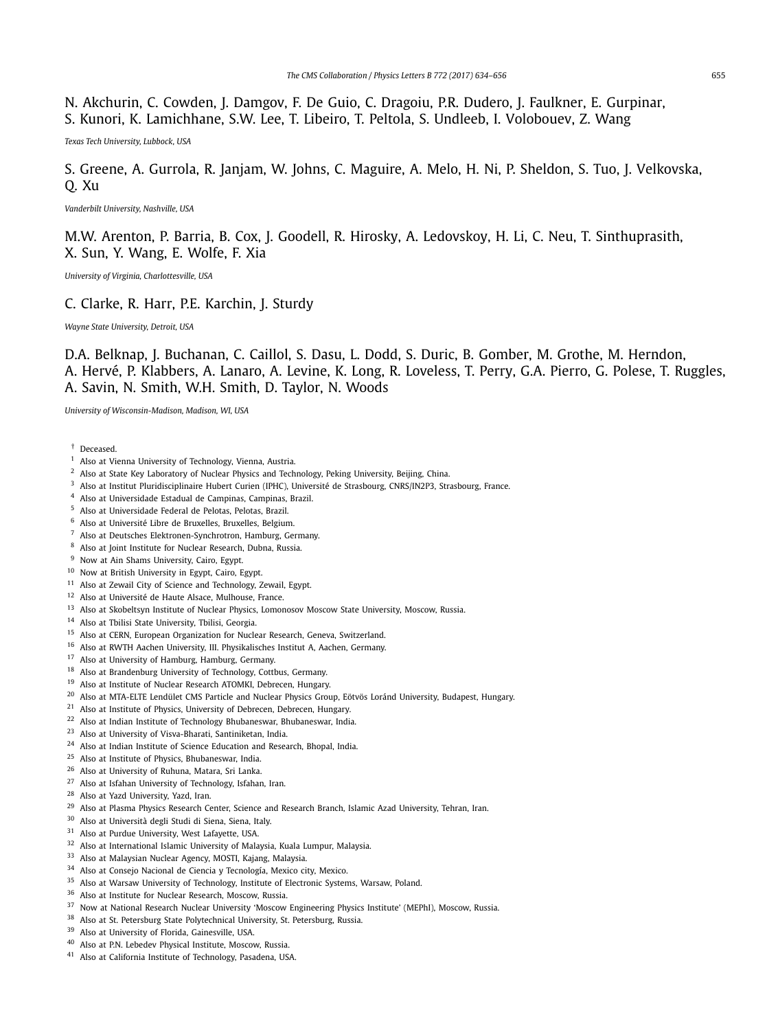N. Akchurin, C. Cowden, J. Damgov, F. De Guio, C. Dragoiu, P.R. Dudero, J. Faulkner, E. Gurpinar, S. Kunori, K. Lamichhane, S.W. Lee, T. Libeiro, T. Peltola, S. Undleeb, I. Volobouev, Z. Wang

*Texas Tech University, Lubbock, USA*

S. Greene, A. Gurrola, R. Janjam, W. Johns, C. Maguire, A. Melo, H. Ni, P. Sheldon, S. Tuo, J. Velkovska, Q. Xu

*Vanderbilt University, Nashville, USA*

M.W. Arenton, P. Barria, B. Cox, J. Goodell, R. Hirosky, A. Ledovskoy, H. Li, C. Neu, T. Sinthuprasith, X. Sun, Y. Wang, E. Wolfe, F. Xia

*University of Virginia, Charlottesville, USA*

C. Clarke, R. Harr, P.E. Karchin, J. Sturdy

*Wayne State University, Detroit, USA*

D.A. Belknap, J. Buchanan, C. Caillol, S. Dasu, L. Dodd, S. Duric, B. Gomber, M. Grothe, M. Herndon, A. Hervé, P. Klabbers, A. Lanaro, A. Levine, K. Long, R. Loveless, T. Perry, G.A. Pierro, G. Polese, T. Ruggles, A. Savin, N. Smith, W.H. Smith, D. Taylor, N. Woods

*University of Wisconsin-Madison, Madison, WI, USA*

† Deceased.
[1] Also at Vienna University of Technology, Vienna, Austria.
[2] Also at State Key Laboratory of Nuclear Physics and Technology, Peking University, Beijing, China.
[3] Also at Institut Pluridisciplinaire Hubert Curien (IPHC), Université de Strasbourg, CNRS/IN2P3, Strasbourg, France.
[4] Also at Universidade Estadual de Campinas, Campinas, Brazil.
[5] Also at Universidade Federal de Pelotas, Pelotas, Brazil.
[6] Also at Université Libre de Bruxelles, Bruxelles, Belgium.
[7] Also at Deutsches Elektronen-Synchrotron, Hamburg, Germany.
[8] Also at Joint Institute for Nuclear Research, Dubna, Russia.
[9] Now at Ain Shams University, Cairo, Egypt.
[10] Now at British University in Egypt, Cairo, Egypt.
[11] Also at Zewail City of Science and Technology, Zewail, Egypt.
[12] Also at Université de Haute Alsace, Mulhouse, France.
[13] Also at Skobeltsyn Institute of Nuclear Physics, Lomonosov Moscow State University, Moscow, Russia.
[14] Also at Tbilisi State University, Tbilisi, Georgia.
[15] Also at CERN, European Organization for Nuclear Research, Geneva, Switzerland.
[16] Also at RWTH Aachen University, III. Physikalisches Institut A, Aachen, Germany.
[17] Also at University of Hamburg, Hamburg, Germany.
[18] Also at Brandenburg University of Technology, Cottbus, Germany.
[19] Also at Institute of Nuclear Research ATOMKI, Debrecen, Hungary.
[20] Also at MTA-ELTE Lendület CMS Particle and Nuclear Physics Group, Eötvös Loránd University, Budapest, Hungary.
[21] Also at Institute of Physics, University of Debrecen, Debrecen, Hungary.
[22] Also at Indian Institute of Technology Bhubaneswar, Bhubaneswar, India.
[23] Also at University of Visva-Bharati, Santiniketan, India.
[24] Also at Indian Institute of Science Education and Research, Bhopal, India.
[25] Also at Institute of Physics, Bhubaneswar, India.
[26] Also at University of Ruhuna, Matara, Sri Lanka.
[27] Also at Isfahan University of Technology, Isfahan, Iran.
[28] Also at Yazd University, Yazd, Iran.
[29] Also at Plasma Physics Research Center, Science and Research Branch, Islamic Azad University, Tehran, Iran.
[30] Also at Università degli Studi di Siena, Siena, Italy.
[31] Also at Purdue University, West Lafayette, USA.
[32] Also at International Islamic University of Malaysia, Kuala Lumpur, Malaysia.
[33] Also at Malaysian Nuclear Agency, MOSTI, Kajang, Malaysia.
[34] Also at Consejo Nacional de Ciencia y Tecnología, Mexico city, Mexico.
[35] Also at Warsaw University of Technology, Institute of Electronic Systems, Warsaw, Poland.
[36] Also at Institute for Nuclear Research, Moscow, Russia.
[37] Now at National Research Nuclear University 'Moscow Engineering Physics Institute' (MEPhI), Moscow, Russia.
[38] Also at St. Petersburg State Polytechnical University, St. Petersburg, Russia.
[39] Also at University of Florida, Gainesville, USA.
[40] Also at P.N. Lebedev Physical Institute, Moscow, Russia.
[41] Also at California Institute of Technology, Pasadena, USA.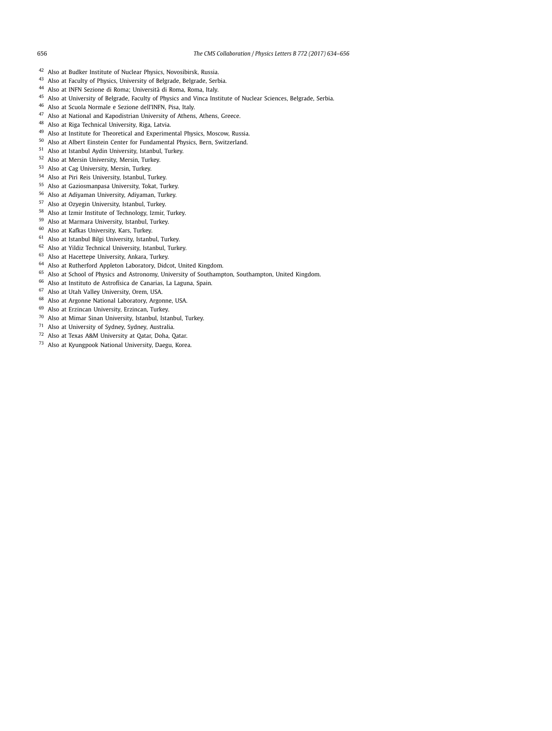[42] Also at Budker Institute of Nuclear Physics, Novosibirsk, Russia.
[43] Also at Faculty of Physics, University of Belgrade, Belgrade, Serbia.
[44] Also at INFN Sezione di Roma; Università di Roma, Roma, Italy.
[45] Also at University of Belgrade, Faculty of Physics and Vinca Institute of Nuclear Sciences, Belgrade, Serbia.
[46] Also at Scuola Normale e Sezione dell'INFN, Pisa, Italy.
[47] Also at National and Kapodistrian University of Athens, Athens, Greece.
[48] Also at Riga Technical University, Riga, Latvia.
[49] Also at Institute for Theoretical and Experimental Physics, Moscow, Russia.
[50] Also at Albert Einstein Center for Fundamental Physics, Bern, Switzerland.
[51] Also at Istanbul Aydin University, Istanbul, Turkey.
[52] Also at Mersin University, Mersin, Turkey.
[53] Also at Cag University, Mersin, Turkey.
[54] Also at Piri Reis University, Istanbul, Turkey.
[55] Also at Gaziosmanpasa University, Tokat, Turkey.
[56] Also at Adiyaman University, Adiyaman, Turkey.
[57] Also at Ozyegin University, Istanbul, Turkey.
[58] Also at Izmir Institute of Technology, Izmir, Turkey.
[59] Also at Marmara University, Istanbul, Turkey.
[60] Also at Kafkas University, Kars, Turkey.
[61] Also at Istanbul Bilgi University, Istanbul, Turkey.
[62] Also at Yildiz Technical University, Istanbul, Turkey.
[63] Also at Hacettepe University, Ankara, Turkey.
[64] Also at Rutherford Appleton Laboratory, Didcot, United Kingdom.
[65] Also at School of Physics and Astronomy, University of Southampton, Southampton, United Kingdom.
[66] Also at Instituto de Astrofísica de Canarias, La Laguna, Spain.
[67] Also at Utah Valley University, Orem, USA.
[68] Also at Argonne National Laboratory, Argonne, USA.
[69] Also at Erzincan University, Erzincan, Turkey.
[70] Also at Mimar Sinan University, Istanbul, Istanbul, Turkey.
[71] Also at University of Sydney, Sydney, Australia.
[72] Also at Texas A&M University at Qatar, Doha, Qatar.
[73] Also at Kyungpook National University, Daegu, Korea.